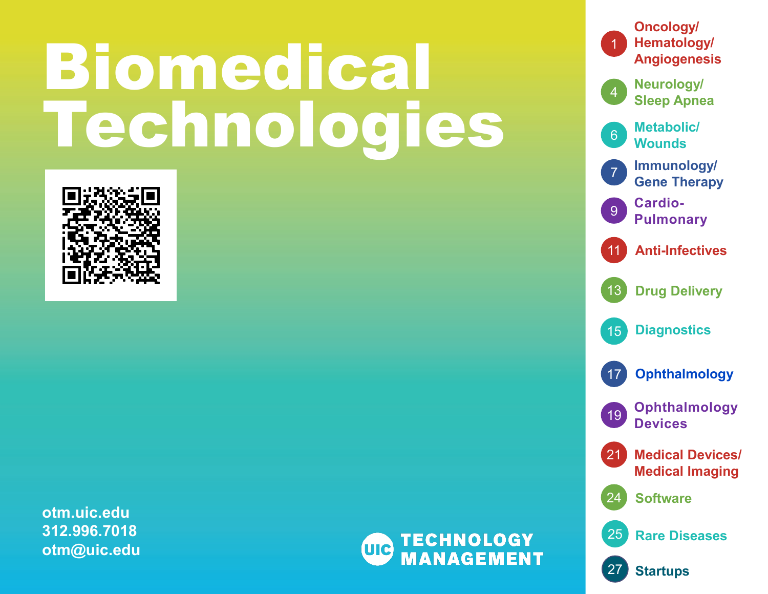# Biomedical Technologies

otm.uic.edu
312.996.7018
otm@uic.edu

UIC TECHNOLOGY MANAGEMENT

- 1 Oncology/Hematology/Angiogenesis
- 4 Neurology/Sleep Apnea
- 6 Metabolic/Wounds
- 7 Immunology/Gene Therapy
- 9 Cardio-Pulmonary
- 11 Anti-Infectives
- 13 Drug Delivery
- 15 Diagnostics
- 17 Ophthalmology
- 19 Ophthalmology Devices
- 21 Medical Devices/Medical Imaging
- 24 Software
- 25 Rare Diseases
- 27 Startups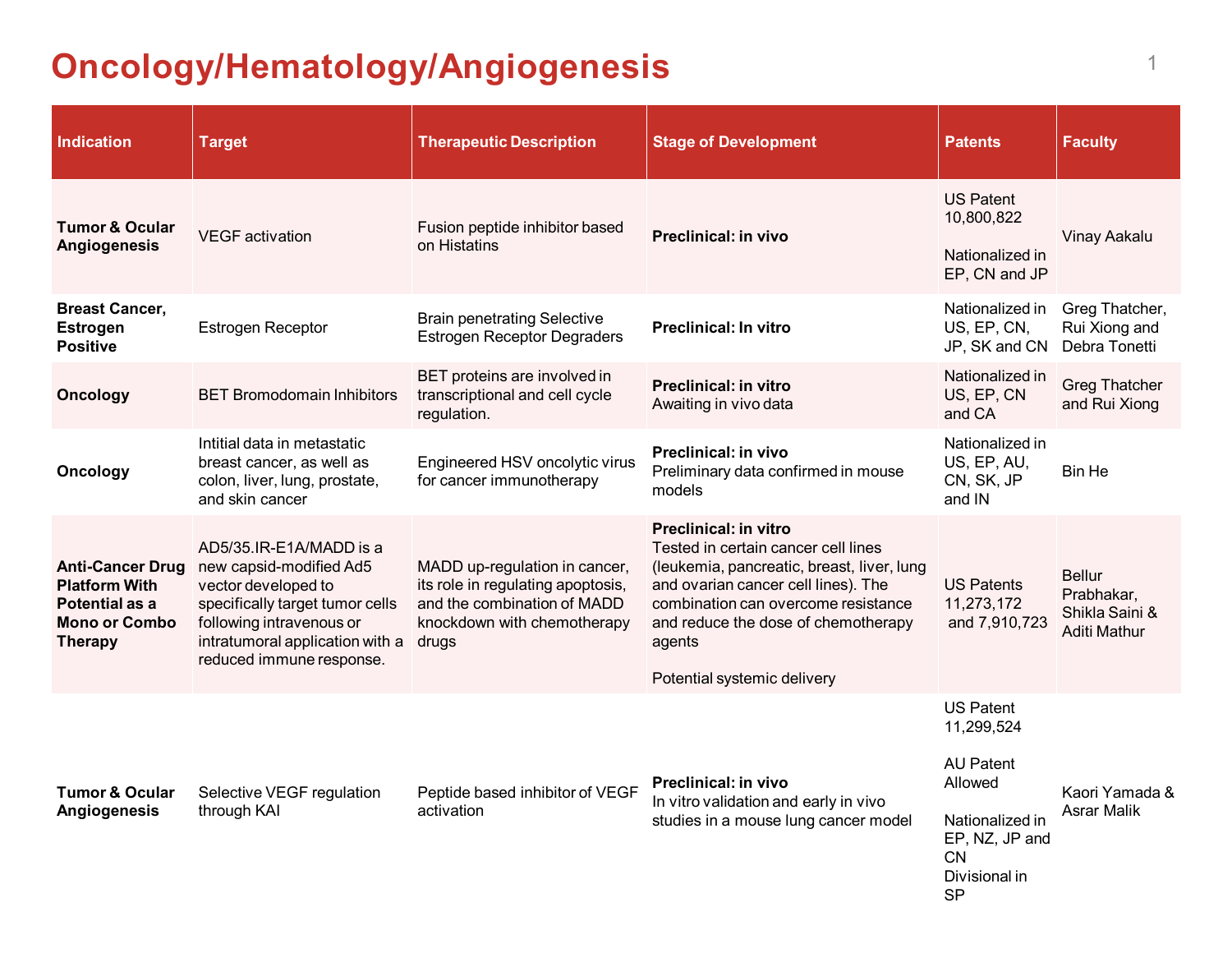# Oncology/Hematology/Angiogenesis

| Indication | Target | Therapeutic Description | Stage of Development | Patents | Faculty |
|---|---|---|---|---|---|
| **Tumor & Ocular Angiogenesis** | VEGF activation | Fusion peptide inhibitor based on Histatins | **Preclinical: in vivo** | US Patent 10,800,822<br><br>Nationalized in EP, CN and JP | Vinay Aakalu |
| **Breast Cancer, Estrogen Positive** | Estrogen Receptor | Brain penetrating Selective Estrogen Receptor Degraders | **Preclinical: In vitro** | Nationalized in US, EP, CN, JP, SK and CN | Greg Thatcher, Rui Xiong and Debra Tonetti |
| **Oncology** | BET Bromodomain Inhibitors | BET proteins are involved in transcriptional and cell cycle regulation. | **Preclinical: in vitro**<br>Awaiting in vivo data | Nationalized in US, EP, CN and CA | Greg Thatcher and Rui Xiong |
| **Oncology** | Intitial data in metastatic breast cancer, as well as colon, liver, lung, prostate, and skin cancer | Engineered HSV oncolytic virus for cancer immunotherapy | **Preclinical: in vivo**<br>Preliminary data confirmed in mouse models | Nationalized in US, EP, AU, CN, SK, JP and IN | Bin He |
| **Anti-Cancer Drug Platform With Potential as a Mono or Combo Therapy** | AD5/35.IR-E1A/MADD is a new capsid-modified Ad5 vector developed to specifically target tumor cells following intravenous or intratumoral application with a reduced immune response. | MADD up-regulation in cancer, its role in regulating apoptosis, and the combination of MADD knockdown with chemotherapy drugs | **Preclinical: in vitro**<br>Tested in certain cancer cell lines (leukemia, pancreatic, breast, liver, lung and ovarian cancer cell lines). The combination can overcome resistance and reduce the dose of chemotherapy agents<br><br>Potential systemic delivery | US Patents 11,273,172 and 7,910,723 | Bellur Prabhakar, Shikla Saini & Aditi Mathur |
| **Tumor & Ocular Angiogenesis** | Selective VEGF regulation through KAI | Peptide based inhibitor of VEGF activation | **Preclinical: in vivo**<br>In vitro validation and early in vivo studies in a mouse lung cancer model | US Patent 11,299,524<br><br>AU Patent Allowed<br><br>Nationalized in EP, NZ, JP and CN<br>Divisional in SP | Kaori Yamada & Asrar Malik |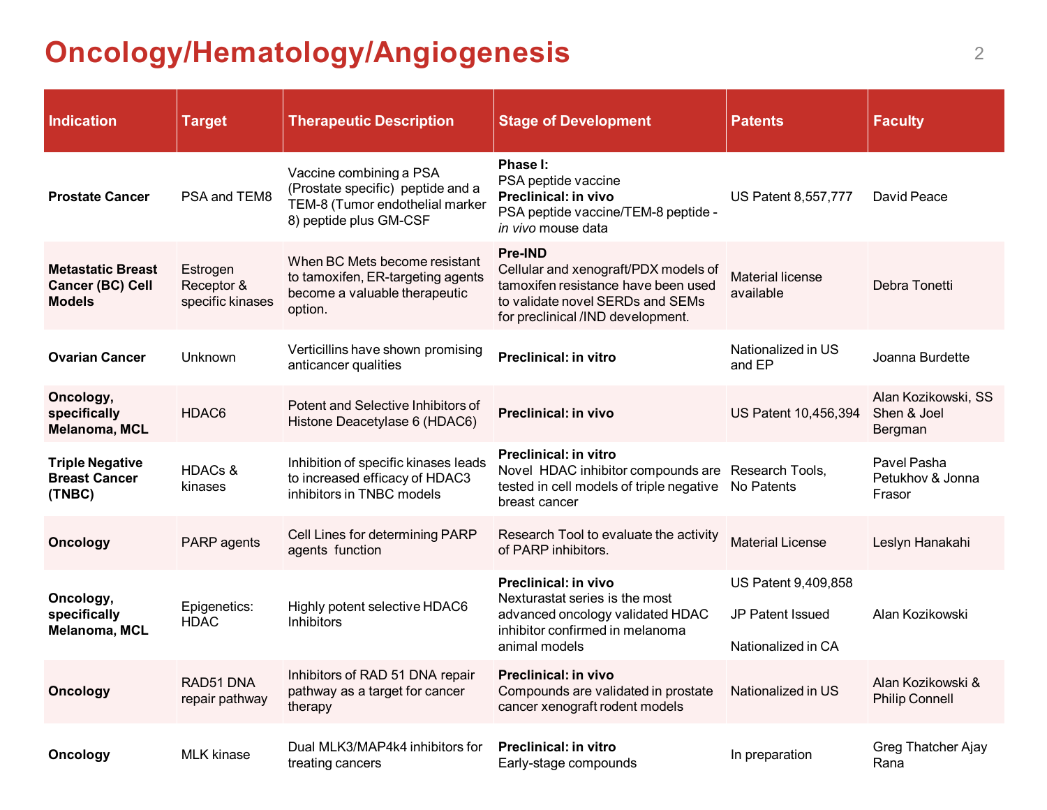# Oncology/Hematology/Angiogenesis

| Indication | Target | Therapeutic Description | Stage of Development | Patents | Faculty |
|---|---|---|---|---|---|
| **Prostate Cancer** | PSA and TEM8 | Vaccine combining a PSA (Prostate specific) peptide and a TEM-8 (Tumor endothelial marker 8) peptide plus GM-CSF | **Phase I:** PSA peptide vaccine **Preclinical: in vivo** PSA peptide vaccine/TEM-8 peptide - *in vivo* mouse data | US Patent 8,557,777 | David Peace |
| **Metastatic Breast Cancer (BC) Cell Models** | Estrogen Receptor & specific kinases | When BC Mets become resistant to tamoxifen, ER-targeting agents become a valuable therapeutic option. | **Pre-IND** Cellular and xenograft/PDX models of tamoxifen resistance have been used to validate novel SERDs and SEMs for preclinical /IND development. | Material license available | Debra Tonetti |
| **Ovarian Cancer** | Unknown | Verticillins have shown promising anticancer qualities | **Preclinical: in vitro** | Nationalized in US and EP | Joanna Burdette |
| **Oncology, specifically Melanoma, MCL** | HDAC6 | Potent and Selective Inhibitors of Histone Deacetylase 6 (HDAC6) | **Preclinical: in vivo** | US Patent 10,456,394 | Alan Kozikowski, SS Shen & Joel Bergman |
| **Triple Negative Breast Cancer (TNBC)** | HDACs & kinases | Inhibition of specific kinases leads to increased efficacy of HDAC3 inhibitors in TNBC models | **Preclinical: in vitro** Novel HDAC inhibitor compounds are tested in cell models of triple negative breast cancer | Research Tools, No Patents | Pavel Pasha Petukhov & Jonna Frasor |
| **Oncology** | PARP agents | Cell Lines for determining PARP agents function | Research Tool to evaluate the activity of PARP inhibitors. | Material License | Leslyn Hanakahi |
| **Oncology, specifically Melanoma, MCL** | Epigenetics: HDAC | Highly potent selective HDAC6 Inhibitors | **Preclinical: in vivo** Nexturastat series is the most advanced oncology validated HDAC inhibitor confirmed in melanoma animal models | US Patent 9,409,858 JP Patent Issued Nationalized in CA | Alan Kozikowski |
| **Oncology** | RAD51 DNA repair pathway | Inhibitors of RAD 51 DNA repair pathway as a target for cancer therapy | **Preclinical: in vivo** Compounds are validated in prostate cancer xenograft rodent models | Nationalized in US | Alan Kozikowski & Philip Connell |
| **Oncology** | MLK kinase | Dual MLK3/MAP4k4 inhibitors for treating cancers | **Preclinical: in vitro** Early-stage compounds | In preparation | Greg Thatcher Ajay Rana |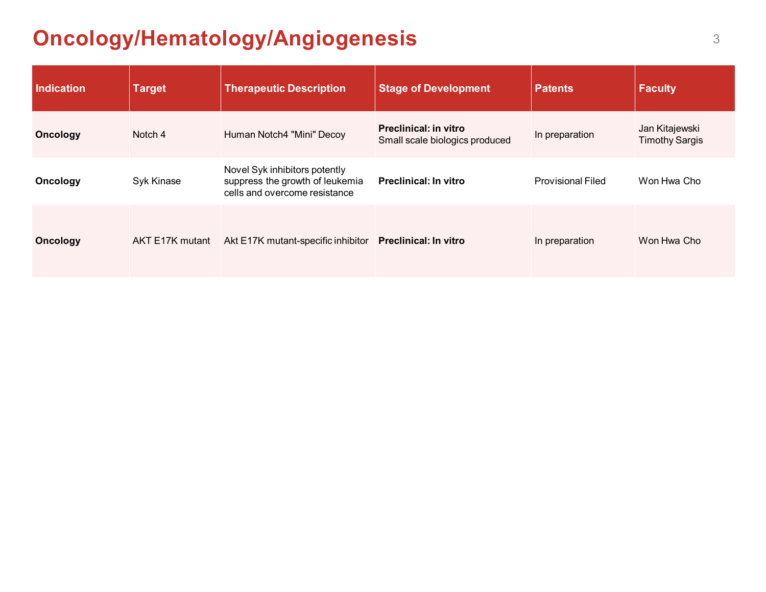# Oncology/Hematology/Angiogenesis

| Indication | Target | Therapeutic Description | Stage of Development | Patents | Faculty |
|---|---|---|---|---|---|
| **Oncology** | Notch 4 | Human Notch4 "Mini" Decoy | **Preclinical: in vitro** Small scale biologics produced | In preparation | Jan Kitajewski Timothy Sargis |
| **Oncology** | Syk Kinase | Novel Syk inhibitors potently suppress the growth of leukemia cells and overcome resistance | **Preclinical: In vitro** | Provisional Filed | Won Hwa Cho |
| **Oncology** | AKT E17K mutant | Akt E17K mutant-specific inhibitor | **Preclinical: In vitro** | In preparation | Won Hwa Cho |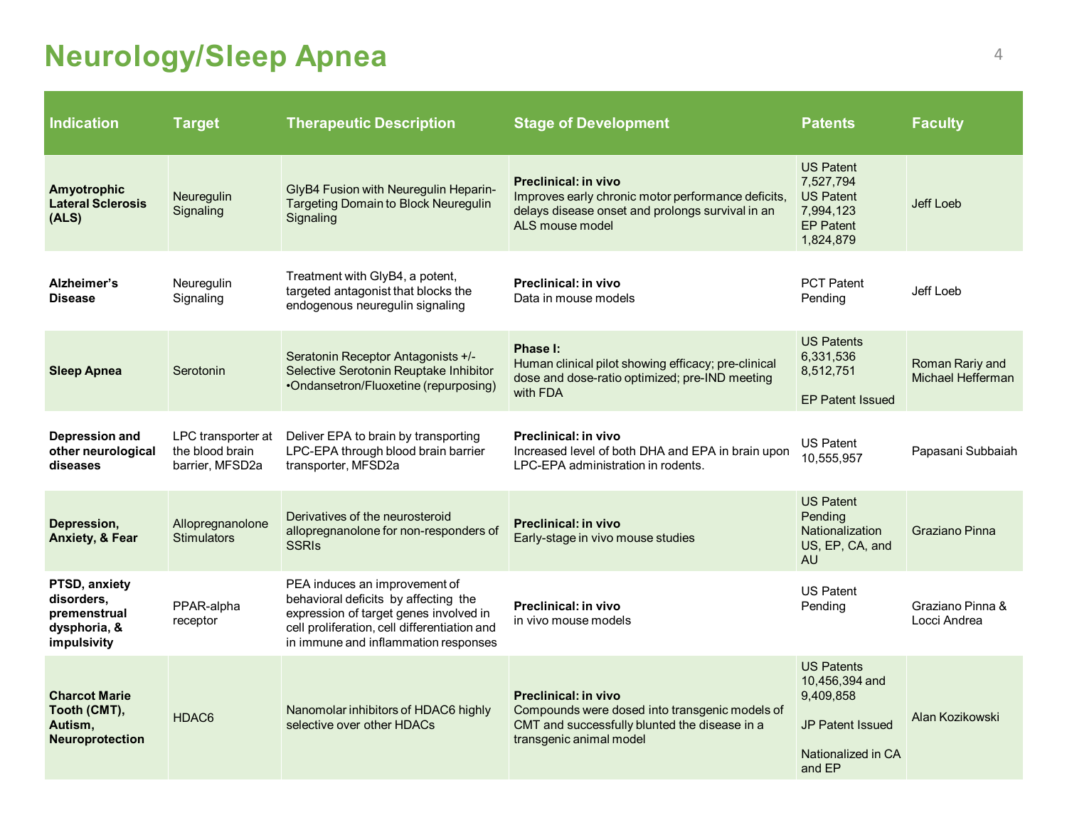# Neurology/Sleep Apnea

| Indication | Target | Therapeutic Description | Stage of Development | Patents | Faculty |
|---|---|---|---|---|---|
| **Amyotrophic Lateral Sclerosis (ALS)** | Neuregulin Signaling | GlyB4 Fusion with Neuregulin Heparin-Targeting Domain to Block Neuregulin Signaling | **Preclinical: in vivo** Improves early chronic motor performance deficits, delays disease onset and prolongs survival in an ALS mouse model | US Patent 7,527,794 US Patent 7,994,123 EP Patent 1,824,879 | Jeff Loeb |
| **Alzheimer's Disease** | Neuregulin Signaling | Treatment with GlyB4, a potent, targeted antagonist that blocks the endogenous neuregulin signaling | **Preclinical: in vivo** Data in mouse models | PCT Patent Pending | Jeff Loeb |
| **Sleep Apnea** | Serotonin | Seratonin Receptor Antagonists +/- Selective Serotonin Reuptake Inhibitor •Ondansetron/Fluoxetine (repurposing) | **Phase I:** Human clinical pilot showing efficacy; pre-clinical dose and dose-ratio optimized; pre-IND meeting with FDA | US Patents 6,331,536 8,512,751<br><br>EP Patent Issued | Roman Rariy and Michael Hefferman |
| **Depression and other neurological diseases** | LPC transporter at the blood brain barrier, MFSD2a | Deliver EPA to brain by transporting LPC-EPA through blood brain barrier transporter, MFSD2a | **Preclinical: in vivo** Increased level of both DHA and EPA in brain upon LPC-EPA administration in rodents. | US Patent 10,555,957 | Papasani Subbaiah |
| **Depression, Anxiety, & Fear** | Allopregnanolone Stimulators | Derivatives of the neurosteroid allopregnanolone for non-responders of SSRIs | **Preclinical: in vivo** Early-stage in vivo mouse studies | US Patent Pending Nationalization US, EP, CA, and AU | Graziano Pinna |
| **PTSD, anxiety disorders, premenstrual dysphoria, & impulsivity** | PPAR-alpha receptor | PEA induces an improvement of behavioral deficits by affecting the expression of target genes involved in cell proliferation, cell differentiation and in immune and inflammation responses | **Preclinical: in vivo** in vivo mouse models | US Patent Pending | Graziano Pinna & Locci Andrea |
| **Charcot Marie Tooth (CMT), Autism, Neuroprotection** | HDAC6 | Nanomolar inhibitors of HDAC6 highly selective over other HDACs | **Preclinical: in vivo** Compounds were dosed into transgenic models of CMT and successfully blunted the disease in a transgenic animal model | US Patents 10,456,394 and 9,409,858<br><br>JP Patent Issued<br><br>Nationalized in CA and EP | Alan Kozikowski |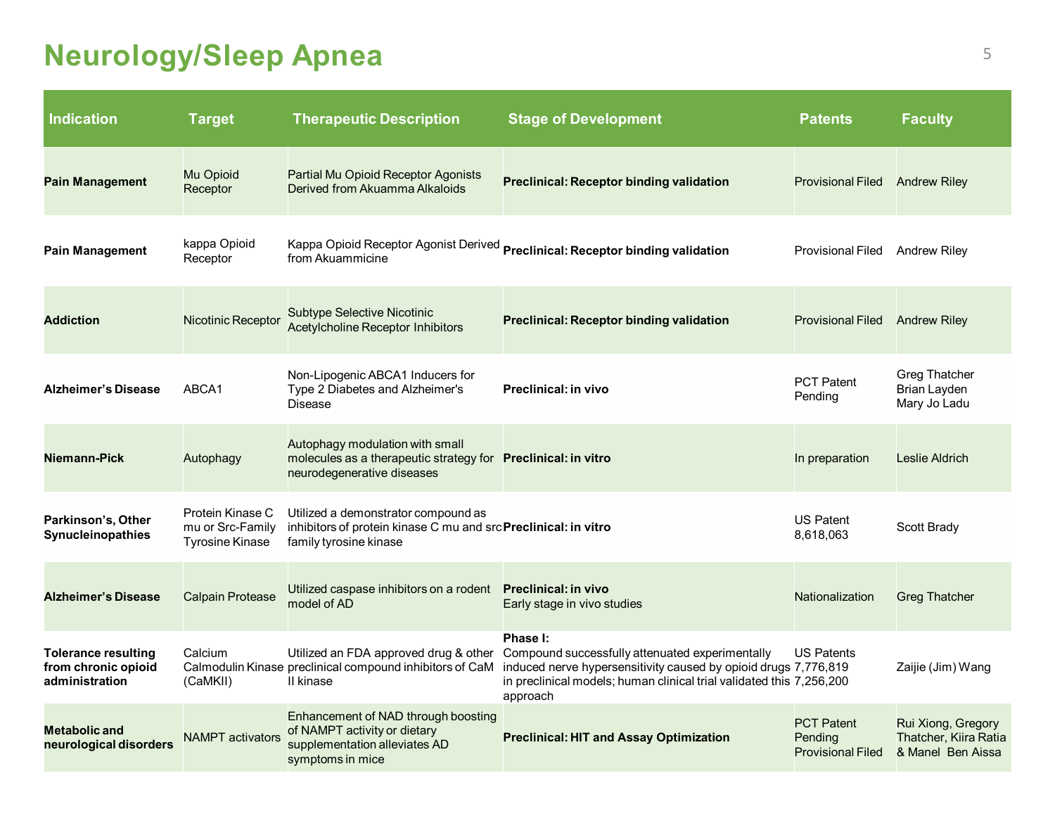# Neurology/Sleep Apnea

| Indication | Target | Therapeutic Description | Stage of Development | Patents | Faculty |
|---|---|---|---|---|---|
| **Pain Management** | Mu Opioid Receptor | Partial Mu Opioid Receptor Agonists Derived from Akuamma Alkaloids | **Preclinical: Receptor binding validation** | Provisional Filed | Andrew Riley |
| **Pain Management** | kappa Opioid Receptor | Kappa Opioid Receptor Agonist Derived from Akuammicine | **Preclinical: Receptor binding validation** | Provisional Filed | Andrew Riley |
| **Addiction** | Nicotinic Receptor | Subtype Selective Nicotinic Acetylcholine Receptor Inhibitors | **Preclinical: Receptor binding validation** | Provisional Filed | Andrew Riley |
| **Alzheimer's Disease** | ABCA1 | Non-Lipogenic ABCA1 Inducers for Type 2 Diabetes and Alzheimer's Disease | **Preclinical: in vivo** | PCT Patent Pending | Greg Thatcher<br>Brian Layden<br>Mary Jo Ladu |
| **Niemann-Pick** | Autophagy | Autophagy modulation with small molecules as a therapeutic strategy for neurodegenerative diseases | **Preclinical: in vitro** | In preparation | Leslie Aldrich |
| **Parkinson's, Other Synucleinopathies** | Protein Kinase C mu or Src-Family Tyrosine Kinase | Utilized a demonstrator compound as inhibitors of protein kinase C mu and src family tyrosine kinase | **Preclinical: in vitro** | US Patent 8,618,063 | Scott Brady |
| **Alzheimer's Disease** | Calpain Protease | Utilized caspase inhibitors on a rodent model of AD | **Preclinical: in vivo**<br>Early stage in vivo studies | Nationalization | Greg Thatcher |
| **Tolerance resulting from chronic opioid administration** | Calcium Calmodulin Kinase (CaMKII) | Utilized an FDA approved drug & other preclinical compound inhibitors of CaM II kinase | **Phase I:**<br>Compound successfully attenuated experimentally induced nerve hypersensitivity caused by opioid drugs in preclinical models; human clinical trial validated this approach | US Patents 7,776,819 7,256,200 | Zaijie (Jim) Wang |
| **Metabolic and neurological disorders** | NAMPT activators | Enhancement of NAD through boosting of NAMPT activity or dietary supplementation alleviates AD symptoms in mice | **Preclinical: HIT and Assay Optimization** | PCT Patent Pending<br>Provisional Filed | Rui Xiong, Gregory Thatcher, Kiira Ratia & Manel Ben Aissa |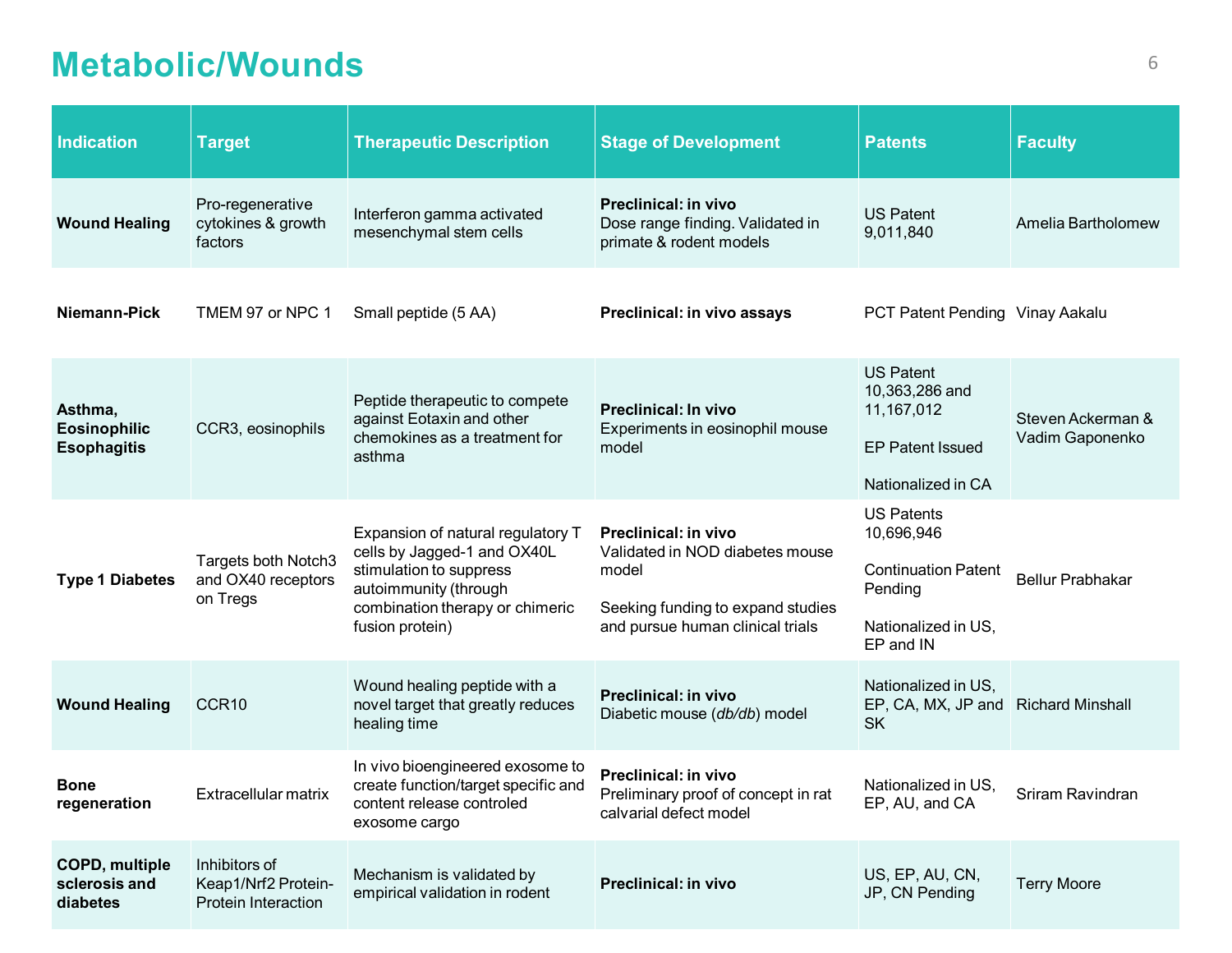# Metabolic/Wounds

| Indication | Target | Therapeutic Description | Stage of Development | Patents | Faculty |
|---|---|---|---|---|---|
| **Wound Healing** | Pro-regenerative cytokines & growth factors | Interferon gamma activated mesenchymal stem cells | **Preclinical: in vivo** Dose range finding. Validated in primate & rodent models | US Patent 9,011,840 | Amelia Bartholomew |
| **Niemann-Pick** | TMEM 97 or NPC 1 | Small peptide (5 AA) | **Preclinical: in vivo assays** | PCT Patent Pending | Vinay Aakalu |
| **Asthma, Eosinophilic Esophagitis** | CCR3, eosinophils | Peptide therapeutic to compete against Eotaxin and other chemokines as a treatment for asthma | **Preclinical: In vivo** Experiments in eosinophil mouse model | US Patent 10,363,286 and 11,167,012<br><br>EP Patent Issued<br><br>Nationalized in CA | Steven Ackerman & Vadim Gaponenko |
| **Type 1 Diabetes** | Targets both Notch3 and OX40 receptors on Tregs | Expansion of natural regulatory T cells by Jagged-1 and OX40L stimulation to suppress autoimmunity (through combination therapy or chimeric fusion protein) | **Preclinical: in vivo** Validated in NOD diabetes mouse model<br><br>Seeking funding to expand studies and pursue human clinical trials | US Patents 10,696,946<br><br>Continuation Patent Pending<br><br>Nationalized in US, EP and IN | Bellur Prabhakar |
| **Wound Healing** | CCR10 | Wound healing peptide with a novel target that greatly reduces healing time | **Preclinical: in vivo** Diabetic mouse (*db/db*) model | Nationalized in US, EP, CA, MX, JP and SK | Richard Minshall |
| **Bone regeneration** | Extracellular matrix | In vivo bioengineered exosome to create function/target specific and content release controled exosome cargo | **Preclinical: in vivo** Preliminary proof of concept in rat calvarial defect model | Nationalized in US, EP, AU, and CA | Sriram Ravindran |
| **COPD, multiple sclerosis and diabetes** | Inhibitors of Keap1/Nrf2 Protein-Protein Interaction | Mechanism is validated by empirical validation in rodent | **Preclinical: in vivo** | US, EP, AU, CN, JP, CN Pending | Terry Moore |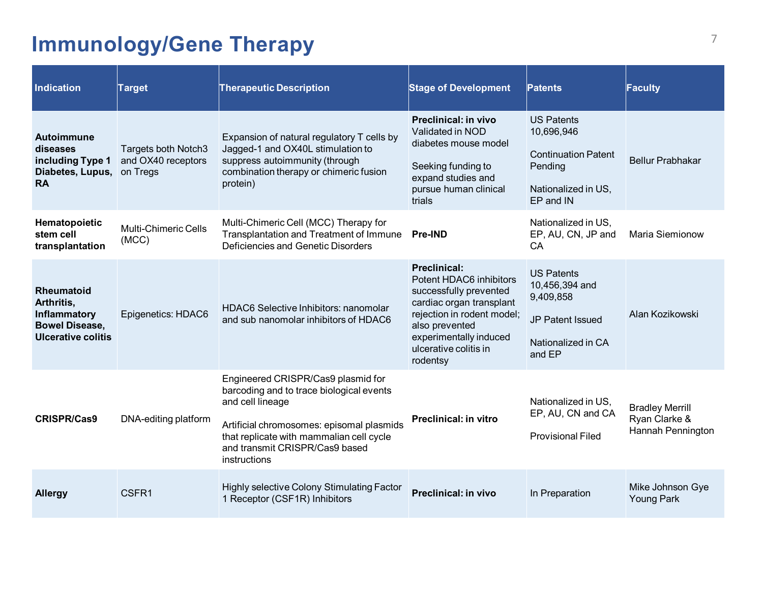# Immunology/Gene Therapy

| Indication | Target | Therapeutic Description | Stage of Development | Patents | Faculty |
|---|---|---|---|---|---|
| **Autoimmune diseases including Type 1 Diabetes, Lupus, RA** | Targets both Notch3 and OX40 receptors on Tregs | Expansion of natural regulatory T cells by Jagged-1 and OX40L stimulation to suppress autoimmunity (through combination therapy or chimeric fusion protein) | **Preclinical: in vivo** Validated in NOD diabetes mouse model<br><br>Seeking funding to expand studies and pursue human clinical trials | US Patents 10,696,946<br><br>Continuation Patent Pending<br><br>Nationalized in US, EP and IN | Bellur Prabhakar |
| **Hematopoietic stem cell transplantation** | Multi-Chimeric Cells (MCC) | Multi-Chimeric Cell (MCC) Therapy for Transplantation and Treatment of Immune Deficiencies and Genetic Disorders | **Pre-IND** | Nationalized in US, EP, AU, CN, JP and CA | Maria Siemionow |
| **Rheumatoid Arthritis, Inflammatory Bowel Disease, Ulcerative colitis** | Epigenetics: HDAC6 | HDAC6 Selective Inhibitors: nanomolar and sub nanomolar inhibitors of HDAC6 | **Preclinical:** Potent HDAC6 inhibitors successfully prevented cardiac organ transplant rejection in rodent model; also prevented experimentally induced ulcerative colitis in rodentsy | US Patents 10,456,394 and 9,409,858<br><br>JP Patent Issued<br><br>Nationalized in CA and EP | Alan Kozikowski |
| **CRISPR/Cas9** | DNA-editing platform | Engineered CRISPR/Cas9 plasmid for barcoding and to trace biological events and cell lineage<br><br>Artificial chromosomes: episomal plasmids that replicate with mammalian cell cycle and transmit CRISPR/Cas9 based instructions | **Preclinical: in vitro** | Nationalized in US, EP, AU, CN and CA<br><br>Provisional Filed | Bradley Merrill Ryan Clarke & Hannah Pennington |
| **Allergy** | CSFR1 | Highly selective Colony Stimulating Factor 1 Receptor (CSF1R) Inhibitors | **Preclinical: in vivo** | In Preparation | Mike Johnson Gye Young Park |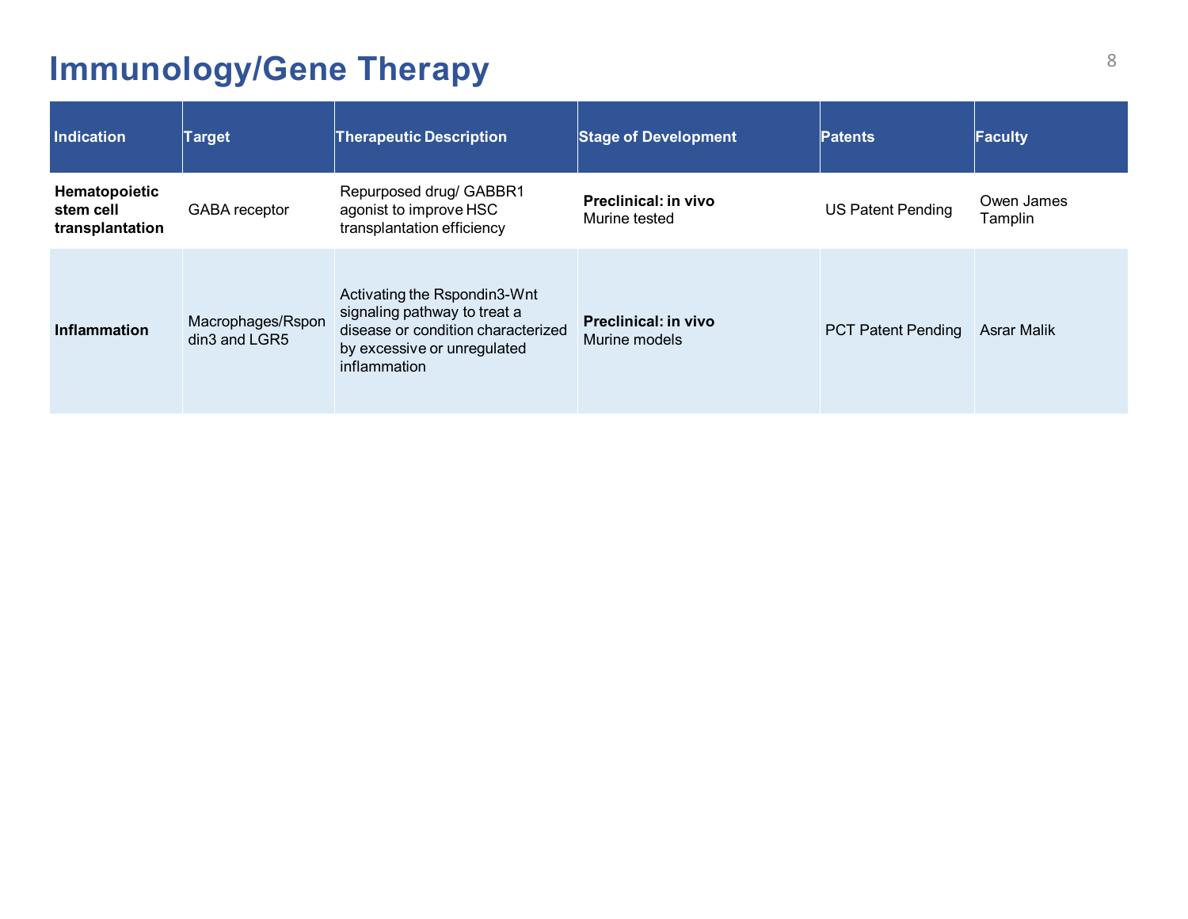# Immunology/Gene Therapy

| Indication | Target | Therapeutic Description | Stage of Development | Patents | Faculty |
|---|---|---|---|---|---|
| **Hematopoietic stem cell transplantation** | GABA receptor | Repurposed drug/ GABBR1 agonist to improve HSC transplantation efficiency | **Preclinical: in vivo** Murine tested | US Patent Pending | Owen James Tamplin |
| **Inflammation** | Macrophages/Rspondin3 and LGR5 | Activating the Rspondin3-Wnt signaling pathway to treat a disease or condition characterized by excessive or unregulated inflammation | **Preclinical: in vivo** Murine models | PCT Patent Pending | Asrar Malik |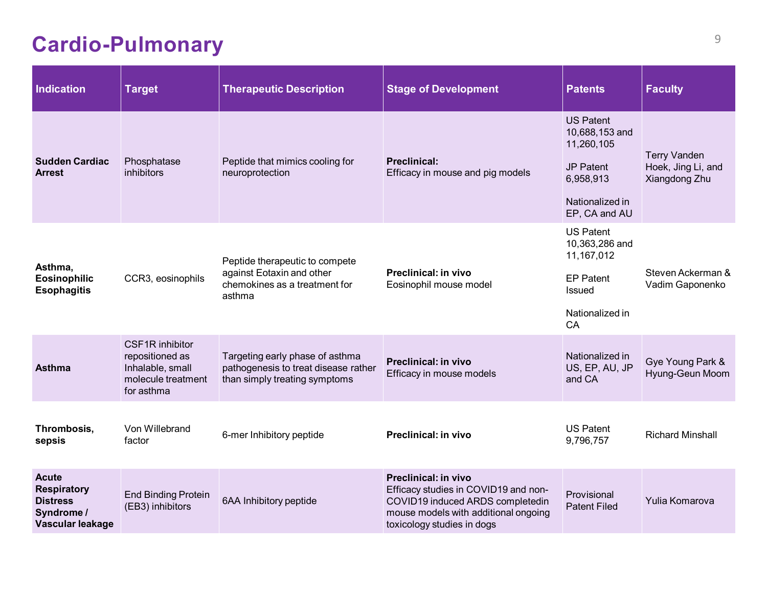# Cardio-Pulmonary

| Indication | Target | Therapeutic Description | Stage of Development | Patents | Faculty |
|---|---|---|---|---|---|
| **Sudden Cardiac Arrest** | Phosphatase inhibitors | Peptide that mimics cooling for neuroprotection | **Preclinical:** Efficacy in mouse and pig models | US Patent 10,688,153 and 11,260,105<br><br>JP Patent 6,958,913<br><br>Nationalized in EP, CA and AU | Terry Vanden Hoek, Jing Li, and Xiangdong Zhu |
| **Asthma, Eosinophilic Esophagitis** | CCR3, eosinophils | Peptide therapeutic to compete against Eotaxin and other chemokines as a treatment for asthma | **Preclinical: in vivo** Eosinophil mouse model | US Patent 10,363,286 and 11,167,012<br><br>EP Patent Issued<br><br>Nationalized in CA | Steven Ackerman & Vadim Gaponenko |
| **Asthma** | CSF1R inhibitor repositioned as Inhalable, small molecule treatment for asthma | Targeting early phase of asthma pathogenesis to treat disease rather than simply treating symptoms | **Preclinical: in vivo** Efficacy in mouse models | Nationalized in US, EP, AU, JP and CA | Gye Young Park & Hyung-Geun Moom |
| **Thrombosis, sepsis** | Von Willebrand factor | 6-mer Inhibitory peptide | **Preclinical: in vivo** | US Patent 9,796,757 | Richard Minshall |
| **Acute Respiratory Distress Syndrome / Vascular leakage** | End Binding Protein (EB3) inhibitors | 6AA Inhibitory peptide | **Preclinical: in vivo** Efficacy studies in COVID19 and non-COVID19 induced ARDS completedin mouse models with additional ongoing toxicology studies in dogs | Provisional Patent Filed | Yulia Komarova |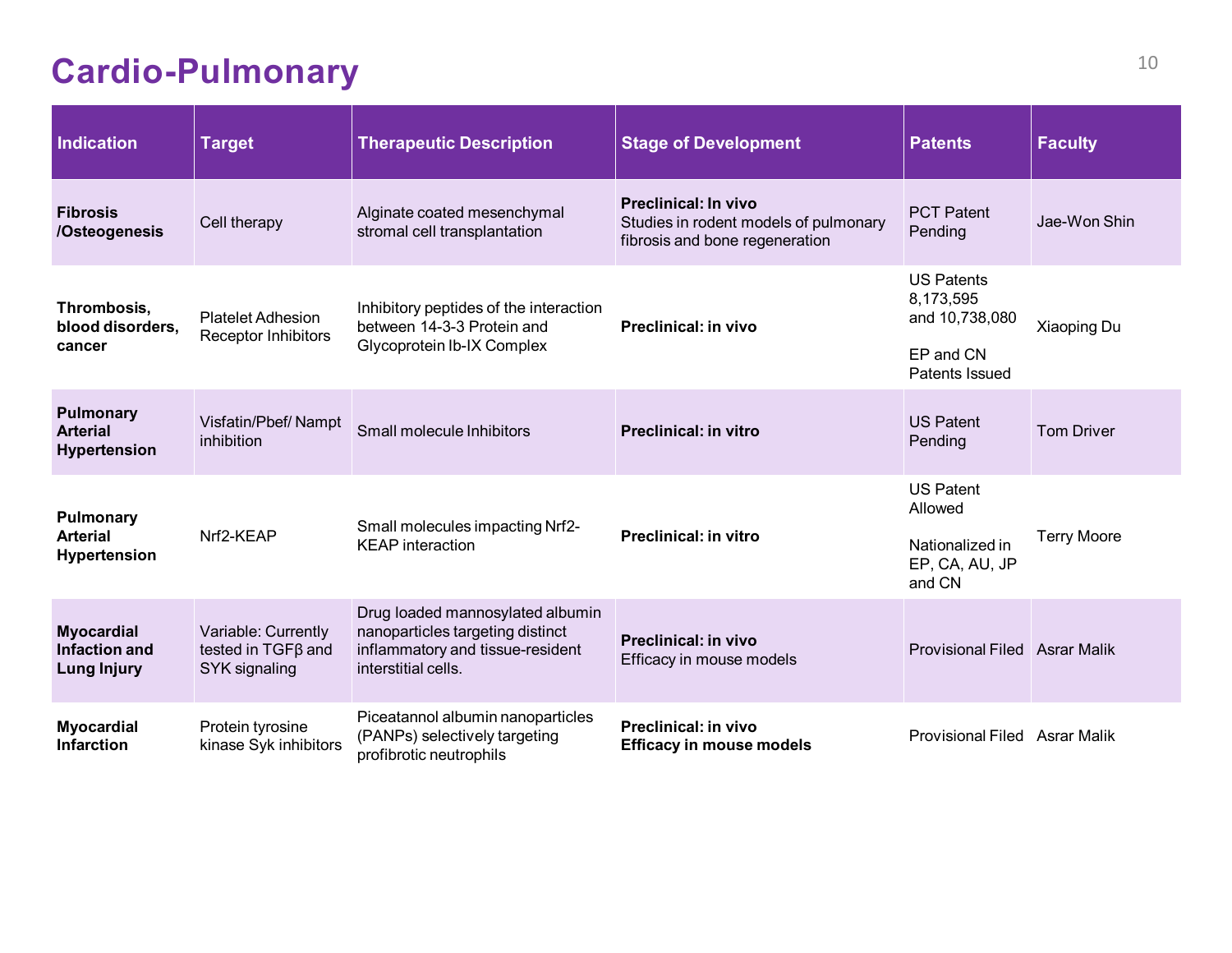# Cardio-Pulmonary

| Indication | Target | Therapeutic Description | Stage of Development | Patents | Faculty |
|---|---|---|---|---|---|
| **Fibrosis /Osteogenesis** | Cell therapy | Alginate coated mesenchymal stromal cell transplantation | **Preclinical: In vivo** Studies in rodent models of pulmonary fibrosis and bone regeneration | PCT Patent Pending | Jae-Won Shin |
| **Thrombosis, blood disorders, cancer** | Platelet Adhesion Receptor Inhibitors | Inhibitory peptides of the interaction between 14-3-3 Protein and Glycoprotein Ib-IX Complex | **Preclinical: in vivo** | US Patents 8,173,595 and 10,738,080<br><br>EP and CN Patents Issued | Xiaoping Du |
| **Pulmonary Arterial Hypertension** | Visfatin/Pbef/ Nampt inhibition | Small molecule Inhibitors | **Preclinical: in vitro** | US Patent Pending | Tom Driver |
| **Pulmonary Arterial Hypertension** | Nrf2-KEAP | Small molecules impacting Nrf2-KEAP interaction | **Preclinical: in vitro** | US Patent Allowed<br><br>Nationalized in EP, CA, AU, JP and CN | Terry Moore |
| **Myocardial Infaction and Lung Injury** | Variable: Currently tested in TGFβ and SYK signaling | Drug loaded mannosylated albumin nanoparticles targeting distinct inflammatory and tissue-resident interstitial cells. | **Preclinical: in vivo** Efficacy in mouse models | Provisional Filed | Asrar Malik |
| **Myocardial Infarction** | Protein tyrosine kinase Syk inhibitors | Piceatannol albumin nanoparticles (PANPs) selectively targeting profibrotic neutrophils | **Preclinical: in vivo Efficacy in mouse models** | Provisional Filed | Asrar Malik |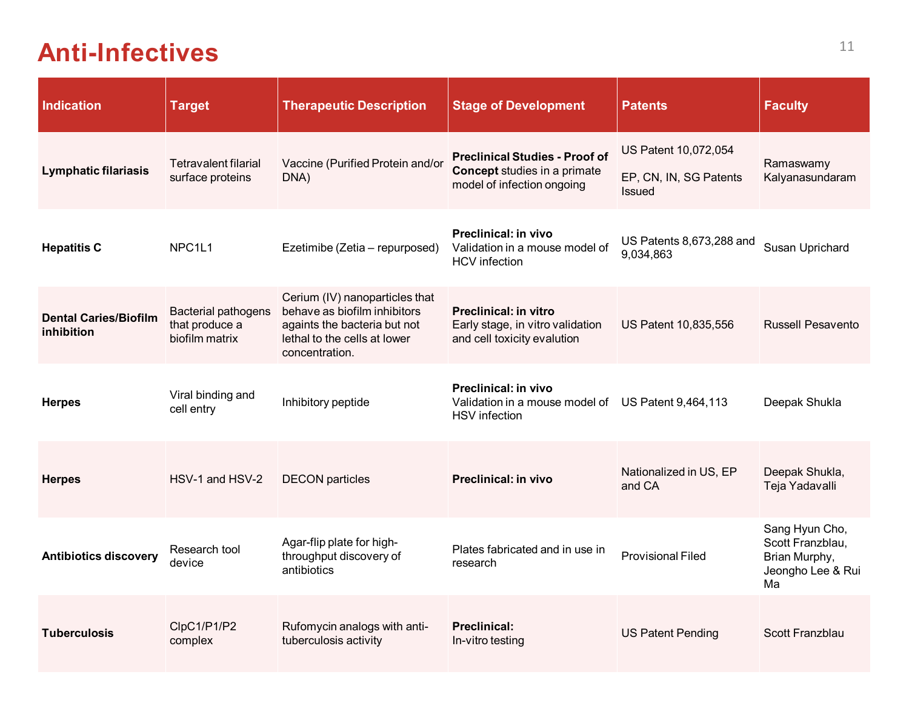# Anti-Infectives

| Indication | Target | Therapeutic Description | Stage of Development | Patents | Faculty |
|---|---|---|---|---|---|
| **Lymphatic filariasis** | Tetravalent filarial surface proteins | Vaccine (Purified Protein and/or DNA) | **Preclinical Studies - Proof of Concept** studies in a primate model of infection ongoing | US Patent 10,072,054<br><br>EP, CN, IN, SG Patents Issued | Ramaswamy Kalyanasundaram |
| **Hepatitis C** | NPC1L1 | Ezetimibe (Zetia – repurposed) | **Preclinical: in vivo** Validation in a mouse model of HCV infection | US Patents 8,673,288 and 9,034,863 | Susan Uprichard |
| **Dental Caries/Biofilm inhibition** | Bacterial pathogens that produce a biofilm matrix | Cerium (IV) nanoparticles that behave as biofilm inhibitors againts the bacteria but not lethal to the cells at lower concentration. | **Preclinical: in vitro** Early stage, in vitro validation and cell toxicity evalution | US Patent 10,835,556 | Russell Pesavento |
| **Herpes** | Viral binding and cell entry | Inhibitory peptide | **Preclinical: in vivo** Validation in a mouse model of HSV infection | US Patent 9,464,113 | Deepak Shukla |
| **Herpes** | HSV-1 and HSV-2 | DECON particles | **Preclinical: in vivo** | Nationalized in US, EP and CA | Deepak Shukla, Teja Yadavalli |
| **Antibiotics discovery** | Research tool device | Agar-flip plate for high-throughput discovery of antibiotics | Plates fabricated and in use in research | Provisional Filed | Sang Hyun Cho, Scott Franzblau, Brian Murphy, Jeongho Lee & Rui Ma |
| **Tuberculosis** | ClpC1/P1/P2 complex | Rufomycin analogs with anti-tuberculosis activity | **Preclinical:** In-vitro testing | US Patent Pending | Scott Franzblau |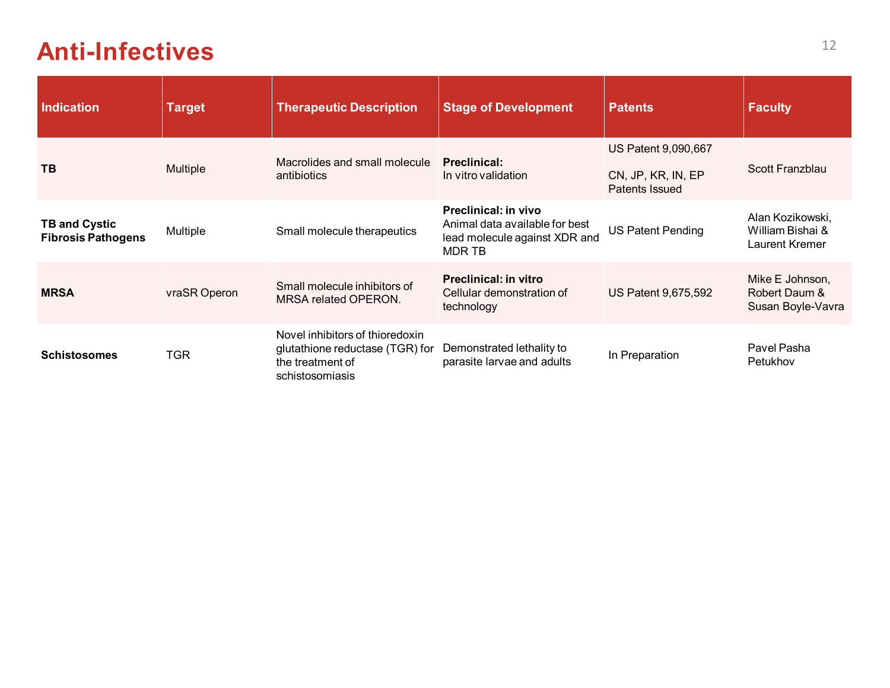# Anti-Infectives

| Indication | Target | Therapeutic Description | Stage of Development | Patents | Faculty |
|---|---|---|---|---|---|
| **TB** | Multiple | Macrolides and small molecule antibiotics | **Preclinical:** In vitro validation | US Patent 9,090,667<br><br>CN, JP, KR, IN, EP Patents Issued | Scott Franzblau |
| **TB and Cystic Fibrosis Pathogens** | Multiple | Small molecule therapeutics | **Preclinical: in vivo** Animal data available for best lead molecule against XDR and MDR TB | US Patent Pending | Alan Kozikowski, William Bishai & Laurent Kremer |
| **MRSA** | vraSR Operon | Small molecule inhibitors of MRSA related OPERON. | **Preclinical: in vitro** Cellular demonstration of technology | US Patent 9,675,592 | Mike E Johnson, Robert Daum & Susan Boyle-Vavra |
| **Schistosomes** | TGR | Novel inhibitors of thioredoxin glutathione reductase (TGR) for the treatment of schistosomiasis | Demonstrated lethality to parasite larvae and adults | In Preparation | Pavel Pasha Petukhov |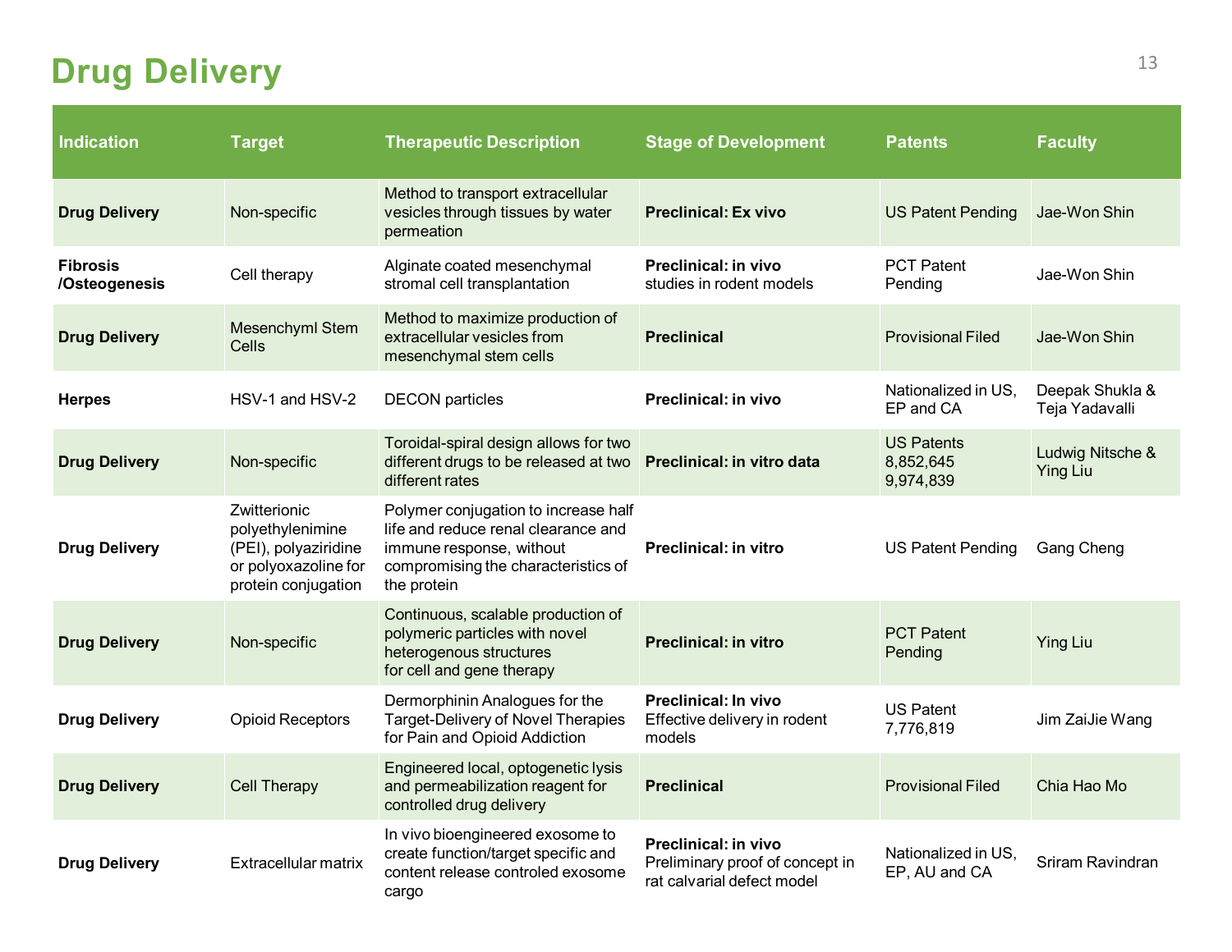# Drug Delivery

| Indication | Target | Therapeutic Description | Stage of Development | Patents | Faculty |
|---|---|---|---|---|---|
| **Drug Delivery** | Non-specific | Method to transport extracellular vesicles through tissues by water permeation | **Preclinical: Ex vivo** | US Patent Pending | Jae-Won Shin |
| **Fibrosis /Osteogenesis** | Cell therapy | Alginate coated mesenchymal stromal cell transplantation | **Preclinical: in vivo** studies in rodent models | PCT Patent Pending | Jae-Won Shin |
| **Drug Delivery** | Mesenchyml Stem Cells | Method to maximize production of extracellular vesicles from mesenchymal stem cells | **Preclinical** | Provisional Filed | Jae-Won Shin |
| **Herpes** | HSV-1 and HSV-2 | DECON particles | **Preclinical: in vivo** | Nationalized in US, EP and CA | Deepak Shukla & Teja Yadavalli |
| **Drug Delivery** | Non-specific | Toroidal-spiral design allows for two different drugs to be released at two different rates | **Preclinical: in vitro data** | US Patents 8,852,645 9,974,839 | Ludwig Nitsche & Ying Liu |
| **Drug Delivery** | Zwitterionic polyethylenimine (PEI), polyaziridine or polyoxazoline for protein conjugation | Polymer conjugation to increase half life and reduce renal clearance and immune response, without compromising the characteristics of the protein | **Preclinical: in vitro** | US Patent Pending | Gang Cheng |
| **Drug Delivery** | Non-specific | Continuous, scalable production of polymeric particles with novel heterogenous structures for cell and gene therapy | **Preclinical: in vitro** | PCT Patent Pending | Ying Liu |
| **Drug Delivery** | Opioid Receptors | Dermorphinin Analogues for the Target-Delivery of Novel Therapies for Pain and Opioid Addiction | **Preclinical: In vivo** Effective delivery in rodent models | US Patent 7,776,819 | Jim ZaiJie Wang |
| **Drug Delivery** | Cell Therapy | Engineered local, optogenetic lysis and permeabilization reagent for controlled drug delivery | **Preclinical** | Provisional Filed | Chia Hao Mo |
| **Drug Delivery** | Extracellular matrix | In vivo bioengineered exosome to create function/target specific and content release controled exosome cargo | **Preclinical: in vivo** Preliminary proof of concept in rat calvarial defect model | Nationalized in US, EP, AU and CA | Sriram Ravindran |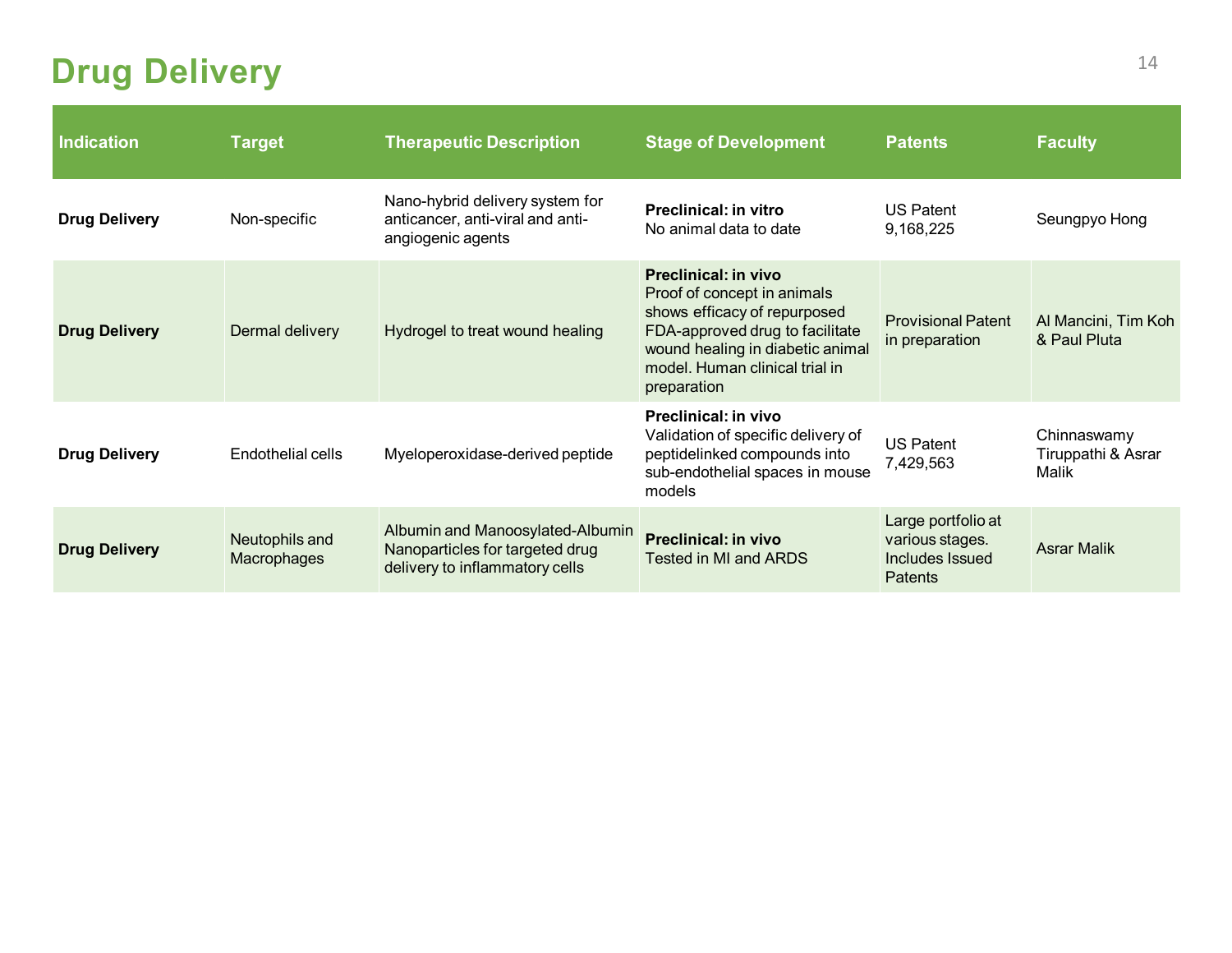# Drug Delivery

| Indication | Target | Therapeutic Description | Stage of Development | Patents | Faculty |
|---|---|---|---|---|---|
| **Drug Delivery** | Non-specific | Nano-hybrid delivery system for anticancer, anti-viral and anti-angiogenic agents | **Preclinical: in vitro** No animal data to date | US Patent 9,168,225 | Seungpyo Hong |
| **Drug Delivery** | Dermal delivery | Hydrogel to treat wound healing | **Preclinical: in vivo** Proof of concept in animals shows efficacy of repurposed FDA-approved drug to facilitate wound healing in diabetic animal model. Human clinical trial in preparation | Provisional Patent in preparation | Al Mancini, Tim Koh & Paul Pluta |
| **Drug Delivery** | Endothelial cells | Myeloperoxidase-derived peptide | **Preclinical: in vivo** Validation of specific delivery of peptidelinked compounds into sub-endothelial spaces in mouse models | US Patent 7,429,563 | Chinnaswamy Tiruppathi & Asrar Malik |
| **Drug Delivery** | Neutophils and Macrophages | Albumin and Manoosylated-Albumin Nanoparticles for targeted drug delivery to inflammatory cells | **Preclinical: in vivo** Tested in MI and ARDS | Large portfolio at various stages. Includes Issued Patents | Asrar Malik |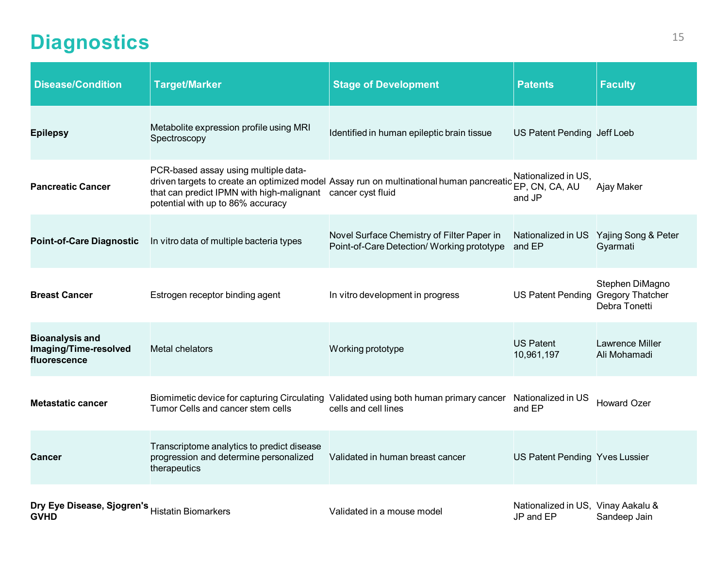# Diagnostics

| Disease/Condition | Target/Marker | Stage of Development | Patents | Faculty |
|---|---|---|---|---|
| **Epilepsy** | Metabolite expression profile using MRI Spectroscopy | Identified in human epileptic brain tissue | US Patent Pending | Jeff Loeb |
| **Pancreatic Cancer** | PCR-based assay using multiple data-driven targets to create an optimized model that can predict IPMN with high-malignant potential with up to 86% accuracy | Assay run on multinational human pancreatic cancer cyst fluid | Nationalized in US, EP, CN, CA, AU and JP | Ajay Maker |
| **Point-of-Care Diagnostic** | In vitro data of multiple bacteria types | Novel Surface Chemistry of Filter Paper in Point-of-Care Detection/ Working prototype | Nationalized in US and EP | Yajing Song & Peter Gyarmati |
| **Breast Cancer** | Estrogen receptor binding agent | In vitro development in progress | US Patent Pending | Stephen DiMagno<br>Gregory Thatcher<br>Debra Tonetti |
| **Bioanalysis and Imaging/Time-resolved fluorescence** | Metal chelators | Working prototype | US Patent 10,961,197 | Lawrence Miller<br>Ali Mohamadi |
| **Metastatic cancer** | Biomimetic device for capturing Circulating Tumor Cells and cancer stem cells | Validated using both human primary cancer cells and cell lines | Nationalized in US and EP | Howard Ozer |
| **Cancer** | Transcriptome analytics to predict disease progression and determine personalized therapeutics | Validated in human breast cancer | US Patent Pending | Yves Lussier |
| **Dry Eye Disease, Sjogren's GVHD** | Histatin Biomarkers | Validated in a mouse model | Nationalized in US, JP and EP | Vinay Aakalu & Sandeep Jain |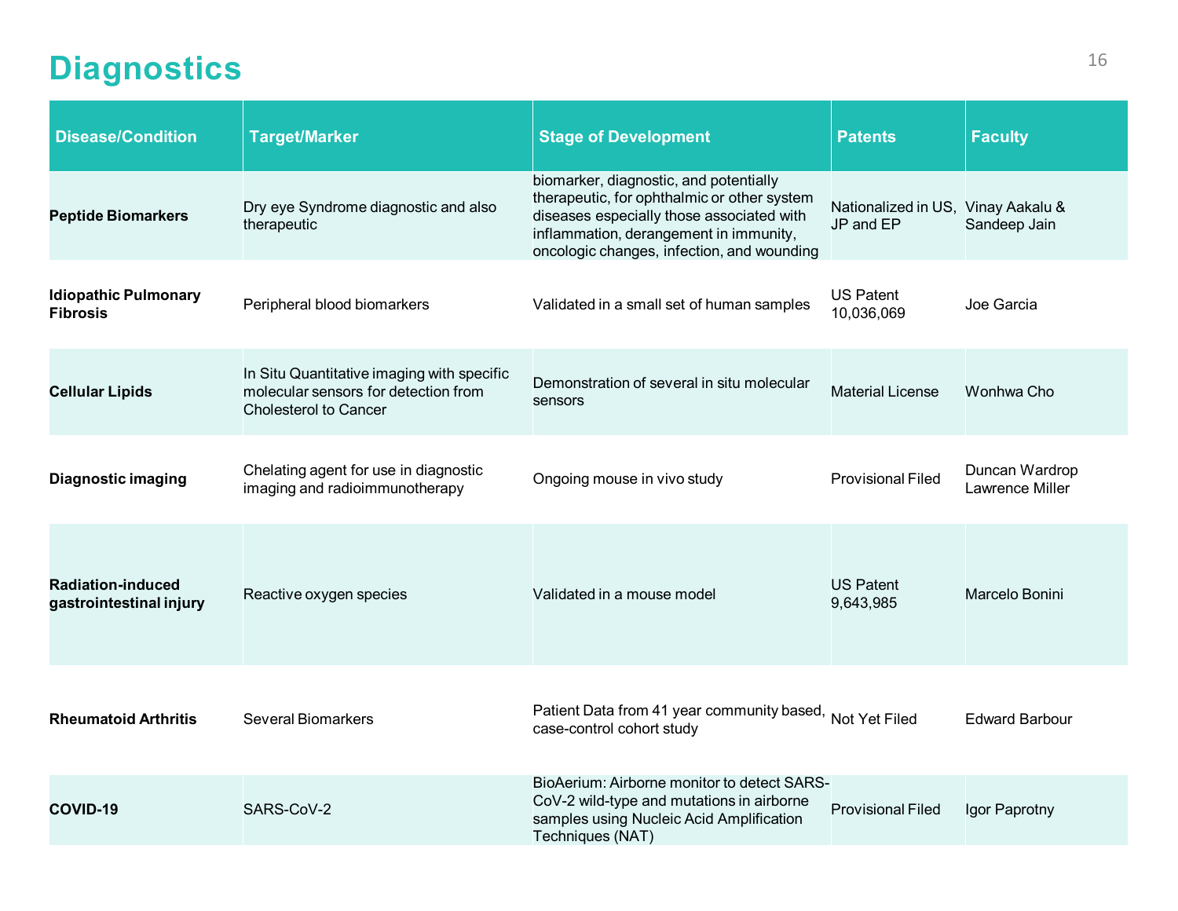# Diagnostics

| Disease/Condition | Target/Marker | Stage of Development | Patents | Faculty |
|---|---|---|---|---|
| **Peptide Biomarkers** | Dry eye Syndrome diagnostic and also therapeutic | biomarker, diagnostic, and potentially therapeutic, for ophthalmic or other system diseases especially those associated with inflammation, derangement in immunity, oncologic changes, infection, and wounding | Nationalized in US, JP and EP | Vinay Aakalu & Sandeep Jain |
| **Idiopathic Pulmonary Fibrosis** | Peripheral blood biomarkers | Validated in a small set of human samples | US Patent 10,036,069 | Joe Garcia |
| **Cellular Lipids** | In Situ Quantitative imaging with specific molecular sensors for detection from Cholesterol to Cancer | Demonstration of several in situ molecular sensors | Material License | Wonhwa Cho |
| **Diagnostic imaging** | Chelating agent for use in diagnostic imaging and radioimmunotherapy | Ongoing mouse in vivo study | Provisional Filed | Duncan Wardrop Lawrence Miller |
| **Radiation-induced gastrointestinal injury** | Reactive oxygen species | Validated in a mouse model | US Patent 9,643,985 | Marcelo Bonini |
| **Rheumatoid Arthritis** | Several Biomarkers | Patient Data from 41 year community based, case-control cohort study | Not Yet Filed | Edward Barbour |
| **COVID-19** | SARS-CoV-2 | BioAerium: Airborne monitor to detect SARS-CoV-2 wild-type and mutations in airborne samples using Nucleic Acid Amplification Techniques (NAT) | Provisional Filed | Igor Paprotny |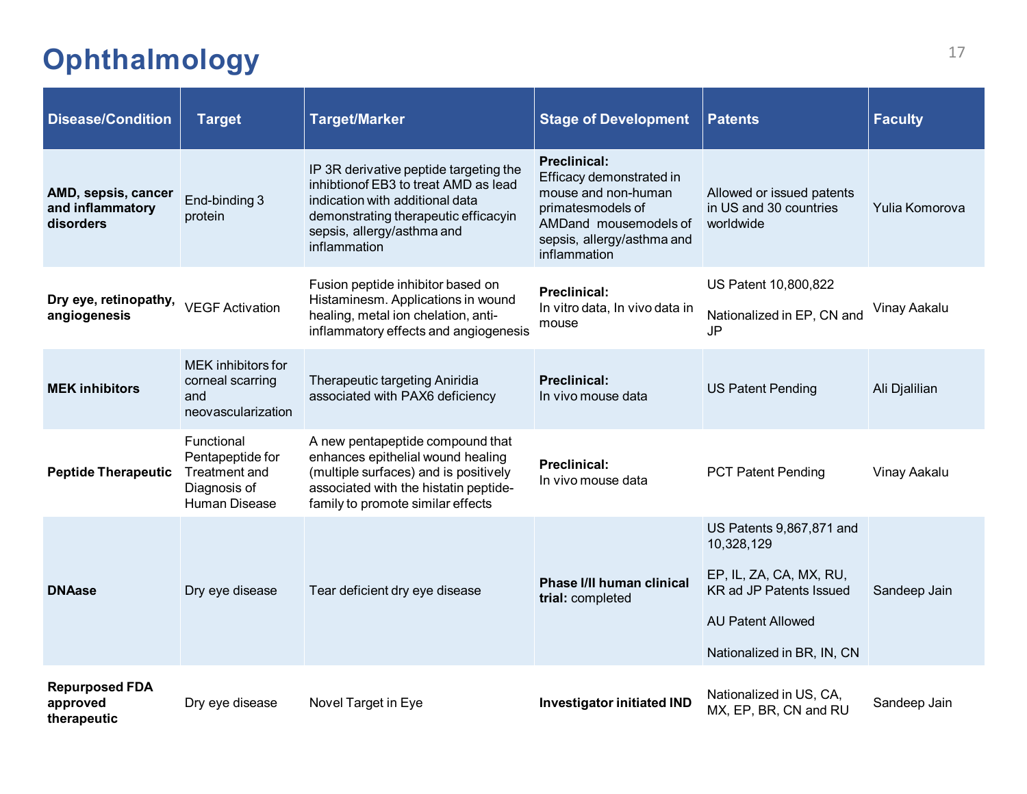# Ophthalmology

| Disease/Condition | Target | Target/Marker | Stage of Development | Patents | Faculty |
|---|---|---|---|---|---|
| **AMD, sepsis, cancer and inflammatory disorders** | End-binding 3 protein | IP 3R derivative peptide targeting the inhibtionof EB3 to treat AMD as lead indication with additional data demonstrating therapeutic efficacyin sepsis, allergy/asthma and inflammation | **Preclinical:** Efficacy demonstrated in mouse and non-human primatesmodels of AMDand mousemodels of sepsis, allergy/asthma and inflammation | Allowed or issued patents in US and 30 countries worldwide | Yulia Komorova |
| **Dry eye, retinopathy, angiogenesis** | VEGF Activation | Fusion peptide inhibitor based on Histaminesm. Applications in wound healing, metal ion chelation, anti-inflammatory effects and angiogenesis | **Preclinical:** In vitro data, In vivo data in mouse | US Patent 10,800,822<br><br>Nationalized in EP, CN and JP | Vinay Aakalu |
| **MEK inhibitors** | MEK inhibitors for corneal scarring and neovascularization | Therapeutic targeting Aniridia associated with PAX6 deficiency | **Preclinical:** In vivo mouse data | US Patent Pending | Ali Djalilian |
| **Peptide Therapeutic** | Functional Pentapeptide for Treatment and Diagnosis of Human Disease | A new pentapeptide compound that enhances epithelial wound healing (multiple surfaces) and is positively associated with the histatin peptide-family to promote similar effects | **Preclinical:** In vivo mouse data | PCT Patent Pending | Vinay Aakalu |
| **DNAase** | Dry eye disease | Tear deficient dry eye disease | **Phase I/II human clinical trial:** completed | US Patents 9,867,871 and 10,328,129<br><br>EP, IL, ZA, CA, MX, RU, KR ad JP Patents Issued<br><br>AU Patent Allowed<br><br>Nationalized in BR, IN, CN | Sandeep Jain |
| **Repurposed FDA approved therapeutic** | Dry eye disease | Novel Target in Eye | **Investigator initiated IND** | Nationalized in US, CA, MX, EP, BR, CN and RU | Sandeep Jain |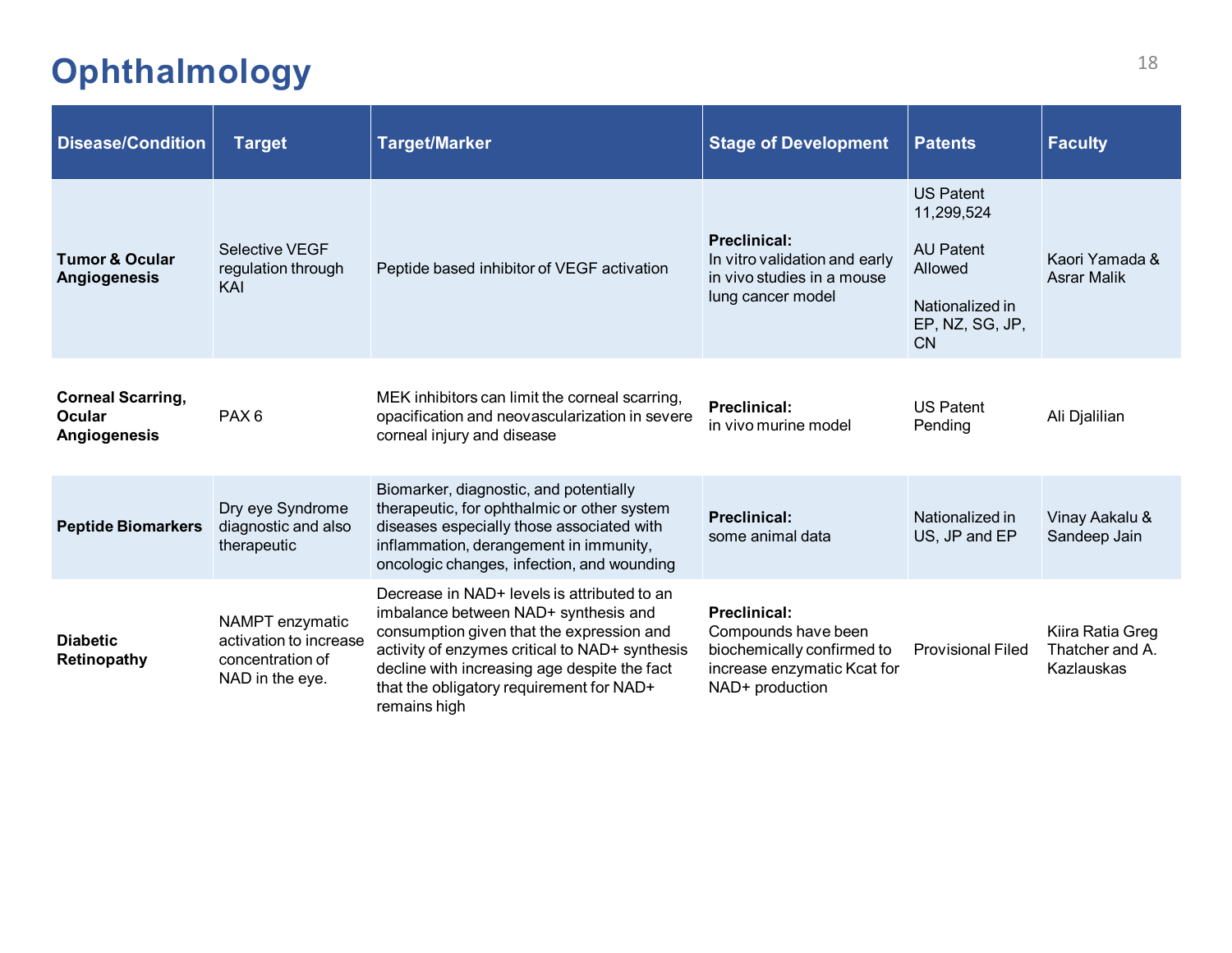# Ophthalmology

| Disease/Condition | Target | Target/Marker | Stage of Development | Patents | Faculty |
|---|---|---|---|---|---|
| **Tumor & Ocular Angiogenesis** | Selective VEGF regulation through KAI | Peptide based inhibitor of VEGF activation | **Preclinical:** In vitro validation and early in vivo studies in a mouse lung cancer model | US Patent 11,299,524<br><br>AU Patent Allowed<br><br>Nationalized in EP, NZ, SG, JP, CN | Kaori Yamada & Asrar Malik |
| **Corneal Scarring, Ocular Angiogenesis** | PAX 6 | MEK inhibitors can limit the corneal scarring, opacification and neovascularization in severe corneal injury and disease | **Preclinical:** in vivo murine model | US Patent Pending | Ali Djalilian |
| **Peptide Biomarkers** | Dry eye Syndrome diagnostic and also therapeutic | Biomarker, diagnostic, and potentially therapeutic, for ophthalmic or other system diseases especially those associated with inflammation, derangement in immunity, oncologic changes, infection, and wounding | **Preclinical:** some animal data | Nationalized in US, JP and EP | Vinay Aakalu & Sandeep Jain |
| **Diabetic Retinopathy** | NAMPT enzymatic activation to increase concentration of NAD in the eye. | Decrease in NAD+ levels is attributed to an imbalance between NAD+ synthesis and consumption given that the expression and activity of enzymes critical to NAD+ synthesis decline with increasing age despite the fact that the obligatory requirement for NAD+ remains high | **Preclinical:** Compounds have been biochemically confirmed to increase enzymatic Kcat for NAD+ production | Provisional Filed | Kiira Ratia Greg Thatcher and A. Kazlauskas |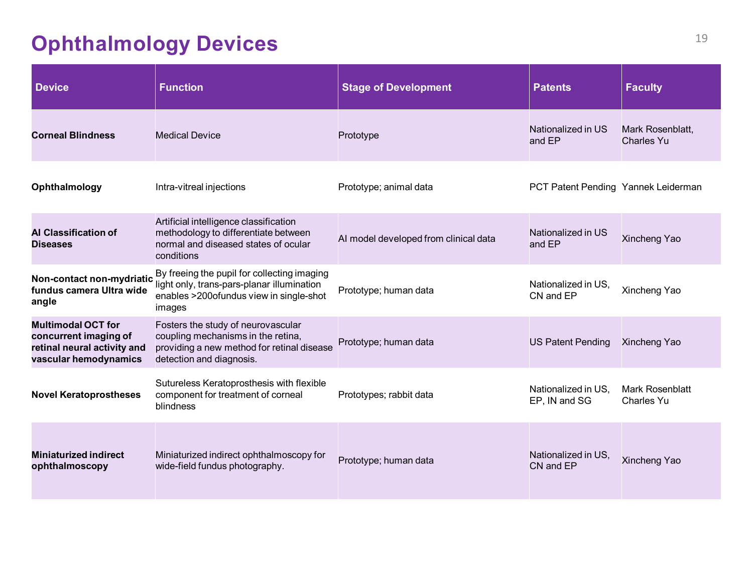# Ophthalmology Devices

| Device | Function | Stage of Development | Patents | Faculty |
|---|---|---|---|---|
| **Corneal Blindness** | Medical Device | Prototype | Nationalized in US and EP | Mark Rosenblatt, Charles Yu |
| **Ophthalmology** | Intra-vitreal injections | Prototype; animal data | PCT Patent Pending | Yannek Leiderman |
| **AI Classification of Diseases** | Artificial intelligence classification methodology to differentiate between normal and diseased states of ocular conditions | AI model developed from clinical data | Nationalized in US and EP | Xincheng Yao |
| **Non-contact non-mydriatic fundus camera Ultra wide angle** | By freeing the pupil for collecting imaging light only, trans-pars-planar illumination enables >200ofundus view in single-shot images | Prototype; human data | Nationalized in US, CN and EP | Xincheng Yao |
| **Multimodal OCT for concurrent imaging of retinal neural activity and vascular hemodynamics** | Fosters the study of neurovascular coupling mechanisms in the retina, providing a new method for retinal disease detection and diagnosis. | Prototype; human data | US Patent Pending | Xincheng Yao |
| **Novel Keratoprostheses** | Sutureless Keratoprosthesis with flexible component for treatment of corneal blindness | Prototypes; rabbit data | Nationalized in US, EP, IN and SG | Mark Rosenblatt Charles Yu |
| **Miniaturized indirect ophthalmoscopy** | Miniaturized indirect ophthalmoscopy for wide-field fundus photography. | Prototype; human data | Nationalized in US, CN and EP | Xincheng Yao |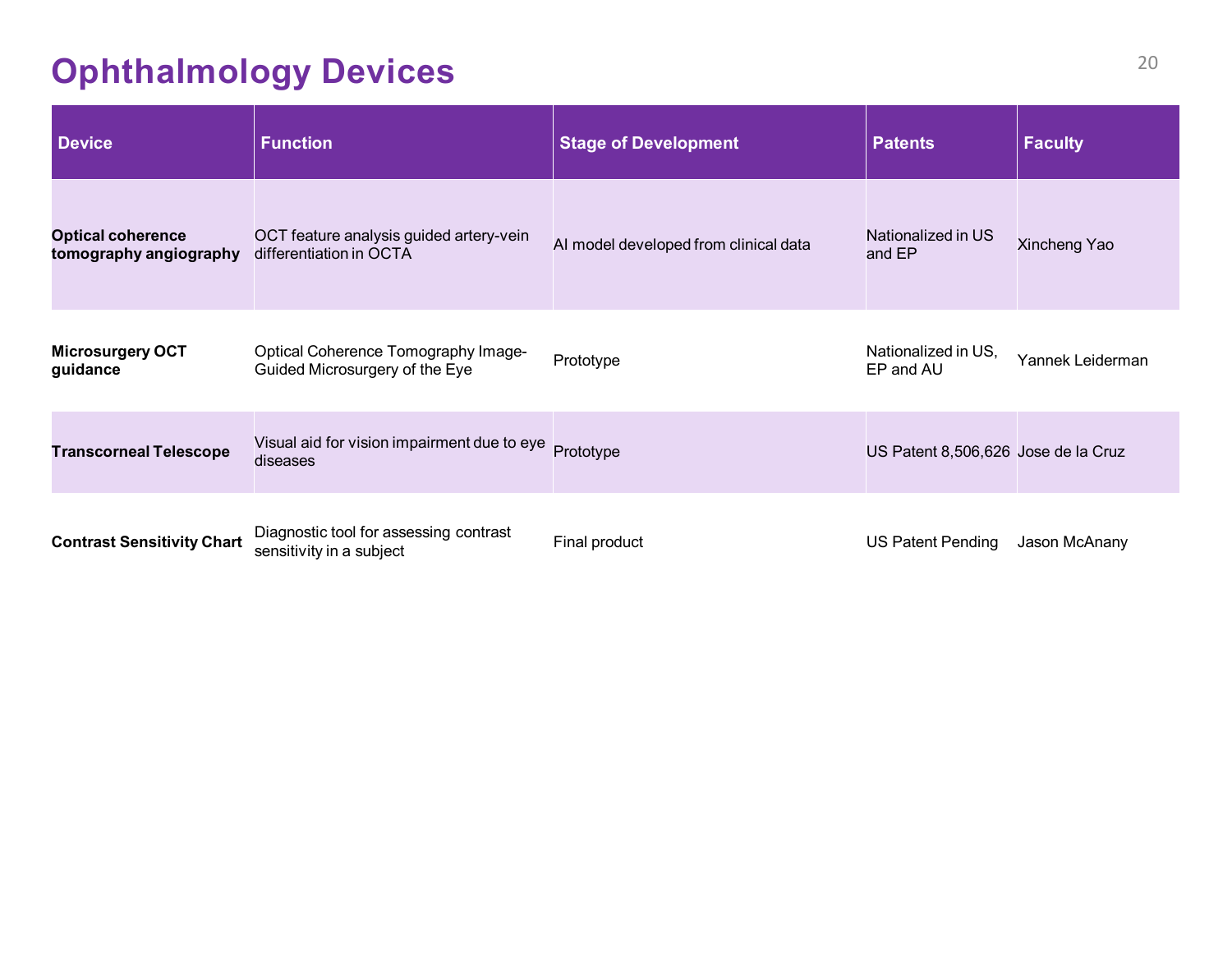# Ophthalmology Devices

| Device | Function | Stage of Development | Patents | Faculty |
|---|---|---|---|---|
| **Optical coherence tomography angiography** | OCT feature analysis guided artery-vein differentiation in OCTA | AI model developed from clinical data | Nationalized in US and EP | Xincheng Yao |
| **Microsurgery OCT guidance** | Optical Coherence Tomography Image-Guided Microsurgery of the Eye | Prototype | Nationalized in US, EP and AU | Yannek Leiderman |
| **Transcorneal Telescope** | Visual aid for vision impairment due to eye diseases | Prototype | US Patent 8,506,626 | Jose de la Cruz |
| **Contrast Sensitivity Chart** | Diagnostic tool for assessing contrast sensitivity in a subject | Final product | US Patent Pending | Jason McAnany |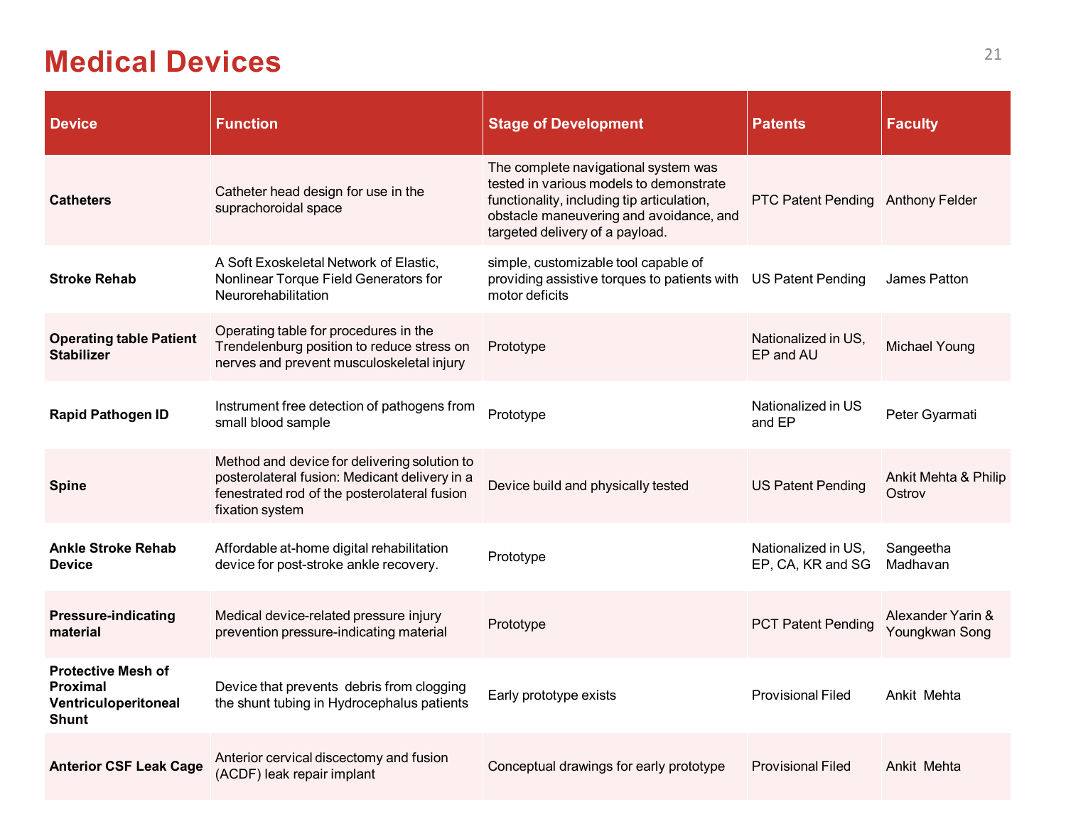# Medical Devices

| Device | Function | Stage of Development | Patents | Faculty |
|---|---|---|---|---|
| **Catheters** | Catheter head design for use in the suprachoroidal space | The complete navigational system was tested in various models to demonstrate functionality, including tip articulation, obstacle maneuvering and avoidance, and targeted delivery of a payload. | PTC Patent Pending | Anthony Felder |
| **Stroke Rehab** | A Soft Exoskeletal Network of Elastic, Nonlinear Torque Field Generators for Neurorehabilitation | simple, customizable tool capable of providing assistive torques to patients with motor deficits | US Patent Pending | James Patton |
| **Operating table Patient Stabilizer** | Operating table for procedures in the Trendelenburg position to reduce stress on nerves and prevent musculoskeletal injury | Prototype | Nationalized in US, EP and AU | Michael Young |
| **Rapid Pathogen ID** | Instrument free detection of pathogens from small blood sample | Prototype | Nationalized in US and EP | Peter Gyarmati |
| **Spine** | Method and device for delivering solution to posterolateral fusion: Medicant delivery in a fenestrated rod of the posterolateral fusion fixation system | Device build and physically tested | US Patent Pending | Ankit Mehta & Philip Ostrov |
| **Ankle Stroke Rehab Device** | Affordable at-home digital rehabilitation device for post-stroke ankle recovery. | Prototype | Nationalized in US, EP, CA, KR and SG | Sangeetha Madhavan |
| **Pressure-indicating material** | Medical device-related pressure injury prevention pressure-indicating material | Prototype | PCT Patent Pending | Alexander Yarin & Youngkwan Song |
| **Protective Mesh of Proximal Ventriculoperitoneal Shunt** | Device that prevents debris from clogging the shunt tubing in Hydrocephalus patients | Early prototype exists | Provisional Filed | Ankit Mehta |
| **Anterior CSF Leak Cage** | Anterior cervical discectomy and fusion (ACDF) leak repair implant | Conceptual drawings for early prototype | Provisional Filed | Ankit Mehta |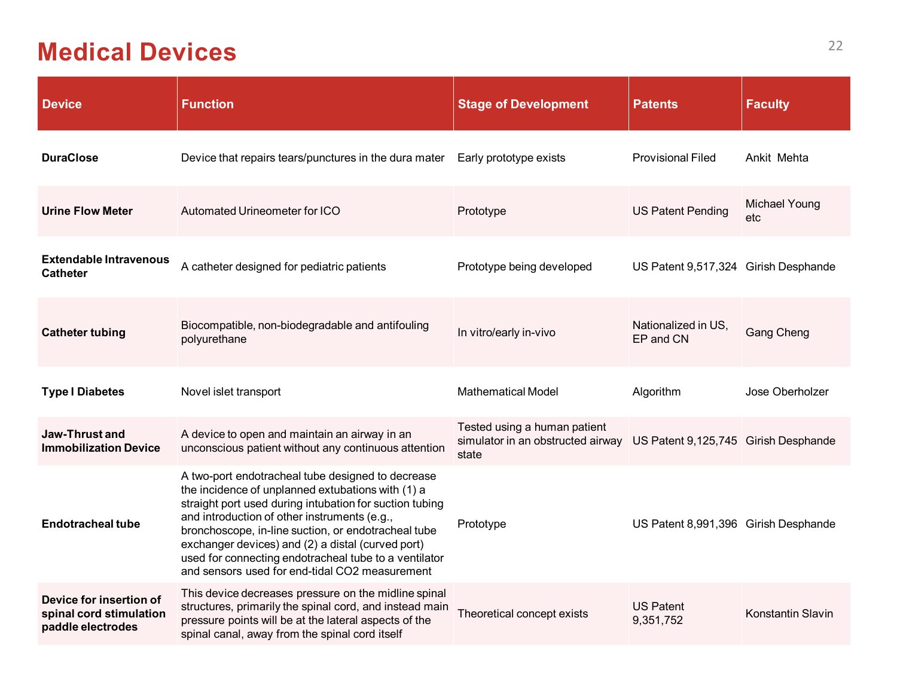# Medical Devices

| Device | Function | Stage of Development | Patents | Faculty |
| --- | --- | --- | --- | --- |
| **DuraClose** | Device that repairs tears/punctures in the dura mater | Early prototype exists | Provisional Filed | Ankit Mehta |
| **Urine Flow Meter** | Automated Urineometer for ICO | Prototype | US Patent Pending | Michael Young etc |
| **Extendable Intravenous Catheter** | A catheter designed for pediatric patients | Prototype being developed | US Patent 9,517,324 | Girish Desphande |
| **Catheter tubing** | Biocompatible, non-biodegradable and antifouling polyurethane | In vitro/early in-vivo | Nationalized in US, EP and CN | Gang Cheng |
| **Type I Diabetes** | Novel islet transport | Mathematical Model | Algorithm | Jose Oberholzer |
| **Jaw-Thrust and Immobilization Device** | A device to open and maintain an airway in an unconscious patient without any continuous attention | Tested using a human patient simulator in an obstructed airway state | US Patent 9,125,745 | Girish Desphande |
| **Endotracheal tube** | A two-port endotracheal tube designed to decrease the incidence of unplanned extubations with (1) a straight port used during intubation for suction tubing and introduction of other instruments (e.g., bronchoscope, in-line suction, or endotracheal tube exchanger devices) and (2) a distal (curved port) used for connecting endotracheal tube to a ventilator and sensors used for end-tidal CO2 measurement | Prototype | US Patent 8,991,396 | Girish Desphande |
| **Device for insertion of spinal cord stimulation paddle electrodes** | This device decreases pressure on the midline spinal structures, primarily the spinal cord, and instead main pressure points will be at the lateral aspects of the spinal canal, away from the spinal cord itself | Theoretical concept exists | US Patent 9,351,752 | Konstantin Slavin |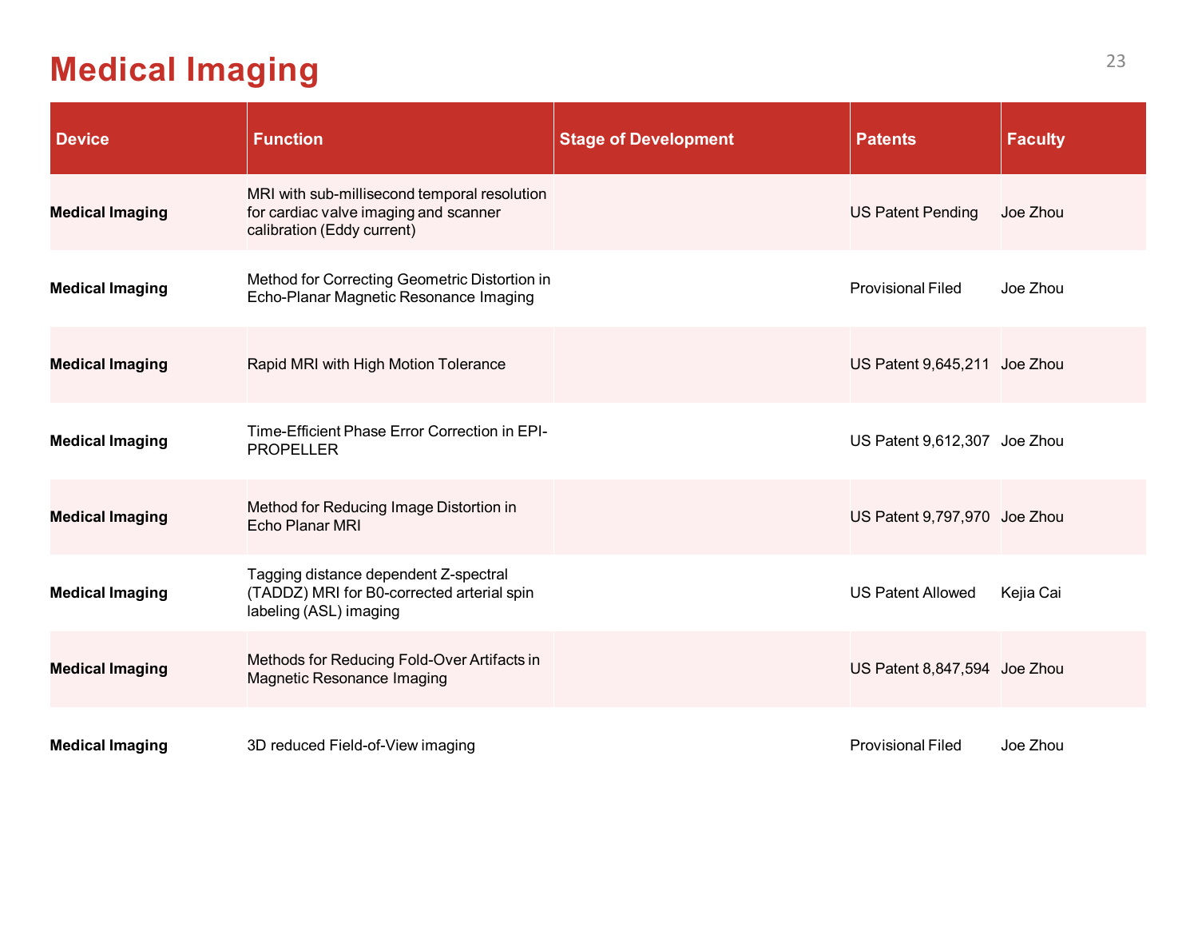# Medical Imaging

| Device | Function | Stage of Development | Patents | Faculty |
|---|---|---|---|---|
| **Medical Imaging** | MRI with sub-millisecond temporal resolution for cardiac valve imaging and scanner calibration (Eddy current) | | US Patent Pending | Joe Zhou |
| **Medical Imaging** | Method for Correcting Geometric Distortion in Echo-Planar Magnetic Resonance Imaging | | Provisional Filed | Joe Zhou |
| **Medical Imaging** | Rapid MRI with High Motion Tolerance | | US Patent 9,645,211 | Joe Zhou |
| **Medical Imaging** | Time-Efficient Phase Error Correction in EPI-PROPELLER | | US Patent 9,612,307 | Joe Zhou |
| **Medical Imaging** | Method for Reducing Image Distortion in Echo Planar MRI | | US Patent 9,797,970 | Joe Zhou |
| **Medical Imaging** | Tagging distance dependent Z-spectral (TADDZ) MRI for B0-corrected arterial spin labeling (ASL) imaging | | US Patent Allowed | Kejia Cai |
| **Medical Imaging** | Methods for Reducing Fold-Over Artifacts in Magnetic Resonance Imaging | | US Patent 8,847,594 | Joe Zhou |
| **Medical Imaging** | 3D reduced Field-of-View imaging | | Provisional Filed | Joe Zhou |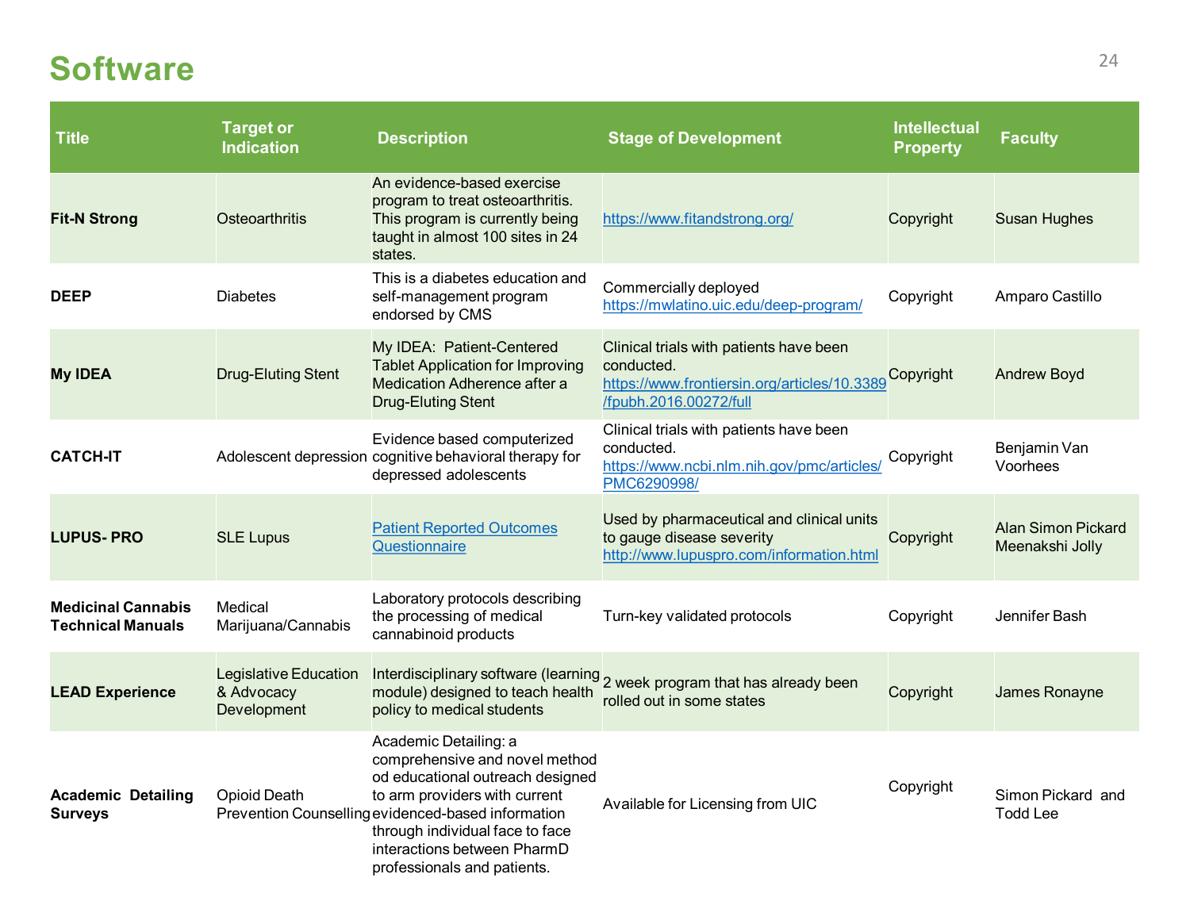# Software

| Title | Target or Indication | Description | Stage of Development | Intellectual Property | Faculty |
|---|---|---|---|---|---|
| **Fit-N Strong** | Osteoarthritis | An evidence-based exercise program to treat osteoarthritis. This program is currently being taught in almost 100 sites in 24 states. | https://www.fitandstrong.org/ | Copyright | Susan Hughes |
| **DEEP** | Diabetes | This is a diabetes education and self-management program endorsed by CMS | Commercially deployed https://mwlatino.uic.edu/deep-program/ | Copyright | Amparo Castillo |
| **My IDEA** | Drug-Eluting Stent | My IDEA: Patient-Centered Tablet Application for Improving Medication Adherence after a Drug-Eluting Stent | Clinical trials with patients have been conducted. https://www.frontiersin.org/articles/10.3389/fpubh.2016.00272/full | Copyright | Andrew Boyd |
| **CATCH-IT** | Adolescent depression | Evidence based computerized cognitive behavioral therapy for depressed adolescents | Clinical trials with patients have been conducted. https://www.ncbi.nlm.nih.gov/pmc/articles/PMC6290998/ | Copyright | Benjamin Van Voorhees |
| **LUPUS- PRO** | SLE Lupus | Patient Reported Outcomes Questionnaire | Used by pharmaceutical and clinical units to gauge disease severity http://www.lupuspro.com/information.html | Copyright | Alan Simon Pickard Meenakshi Jolly |
| **Medicinal Cannabis Technical Manuals** | Medical Marijuana/Cannabis | Laboratory protocols describing the processing of medical cannabinoid products | Turn-key validated protocols | Copyright | Jennifer Bash |
| **LEAD Experience** | Legislative Education & Advocacy Development | Interdisciplinary software (learning module) designed to teach health policy to medical students | 2 week program that has already been rolled out in some states | Copyright | James Ronayne |
| **Academic Detailing Surveys** | Opioid Death Prevention Counselling | Academic Detailing: a comprehensive and novel method od educational outreach designed to arm providers with current evidenced-based information through individual face to face interactions between PharmD professionals and patients. | Available for Licensing from UIC | Copyright | Simon Pickard and Todd Lee |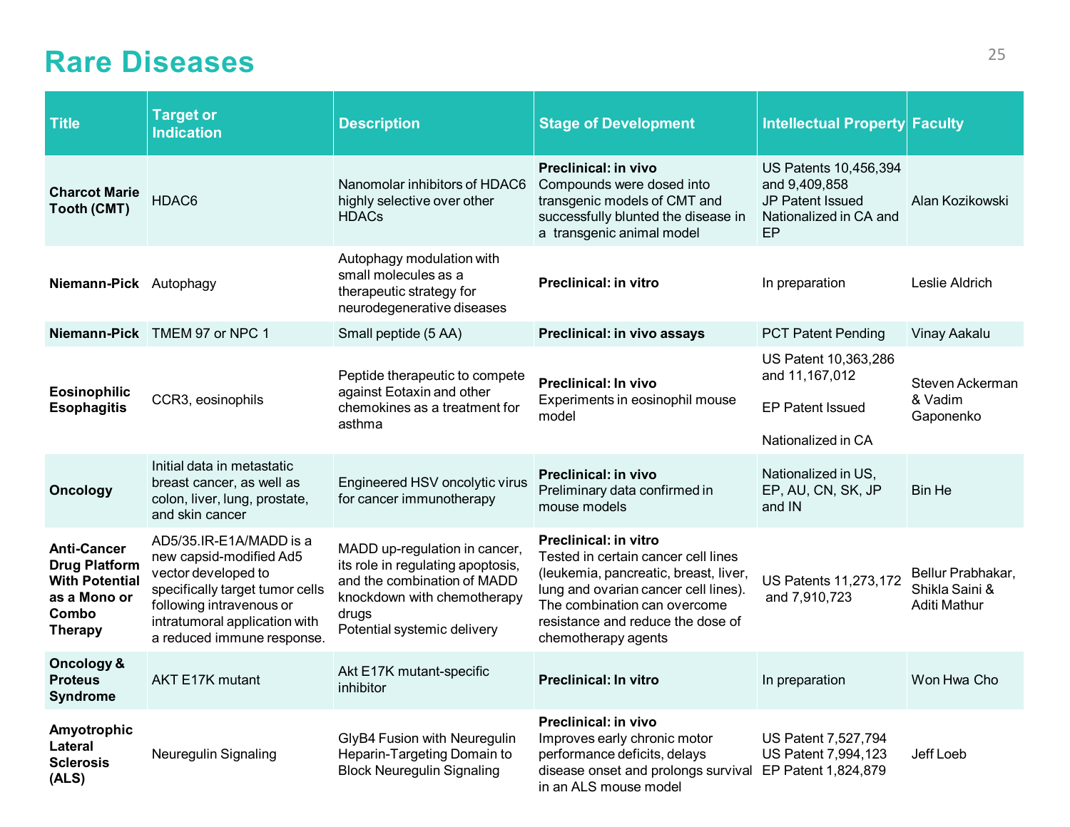# Rare Diseases

| Title | Target or Indication | Description | Stage of Development | Intellectual Property | Faculty |
|---|---|---|---|---|---|
| **Charcot Marie Tooth (CMT)** | HDAC6 | Nanomolar inhibitors of HDAC6 highly selective over other HDACs | **Preclinical: in vivo** Compounds were dosed into transgenic models of CMT and successfully blunted the disease in a transgenic animal model | US Patents 10,456,394 and 9,409,858 JP Patent Issued Nationalized in CA and EP | Alan Kozikowski |
| **Niemann-Pick** | Autophagy | Autophagy modulation with small molecules as a therapeutic strategy for neurodegenerative diseases | **Preclinical: in vitro** | In preparation | Leslie Aldrich |
| **Niemann-Pick** | TMEM 97 or NPC 1 | Small peptide (5 AA) | **Preclinical: in vivo assays** | PCT Patent Pending | Vinay Aakalu |
| **Eosinophilic Esophagitis** | CCR3, eosinophils | Peptide therapeutic to compete against Eotaxin and other chemokines as a treatment for asthma | **Preclinical: In vivo** Experiments in eosinophil mouse model | US Patent 10,363,286 and 11,167,012<br><br>EP Patent Issued<br><br>Nationalized in CA | Steven Ackerman & Vadim Gaponenko |
| **Oncology** | Initial data in metastatic breast cancer, as well as colon, liver, lung, prostate, and skin cancer | Engineered HSV oncolytic virus for cancer immunotherapy | **Preclinical: in vivo** Preliminary data confirmed in mouse models | Nationalized in US, EP, AU, CN, SK, JP and IN | Bin He |
| **Anti-Cancer Drug Platform With Potential as a Mono or Combo Therapy** | AD5/35.IR-E1A/MADD is a new capsid-modified Ad5 vector developed to specifically target tumor cells following intravenous or intratumoral application with a reduced immune response. | MADD up-regulation in cancer, its role in regulating apoptosis, and the combination of MADD knockdown with chemotherapy drugs Potential systemic delivery | **Preclinical: in vitro** Tested in certain cancer cell lines (leukemia, pancreatic, breast, liver, lung and ovarian cancer cell lines). The combination can overcome resistance and reduce the dose of chemotherapy agents | US Patents 11,273,172 and 7,910,723 | Bellur Prabhakar, Shikla Saini & Aditi Mathur |
| **Oncology & Proteus Syndrome** | AKT E17K mutant | Akt E17K mutant-specific inhibitor | **Preclinical: In vitro** | In preparation | Won Hwa Cho |
| **Amyotrophic Lateral Sclerosis (ALS)** | Neuregulin Signaling | GlyB4 Fusion with Neuregulin Heparin-Targeting Domain to Block Neuregulin Signaling | **Preclinical: in vivo** Improves early chronic motor performance deficits, delays disease onset and prolongs survival in an ALS mouse model | US Patent 7,527,794 US Patent 7,994,123 EP Patent 1,824,879 | Jeff Loeb |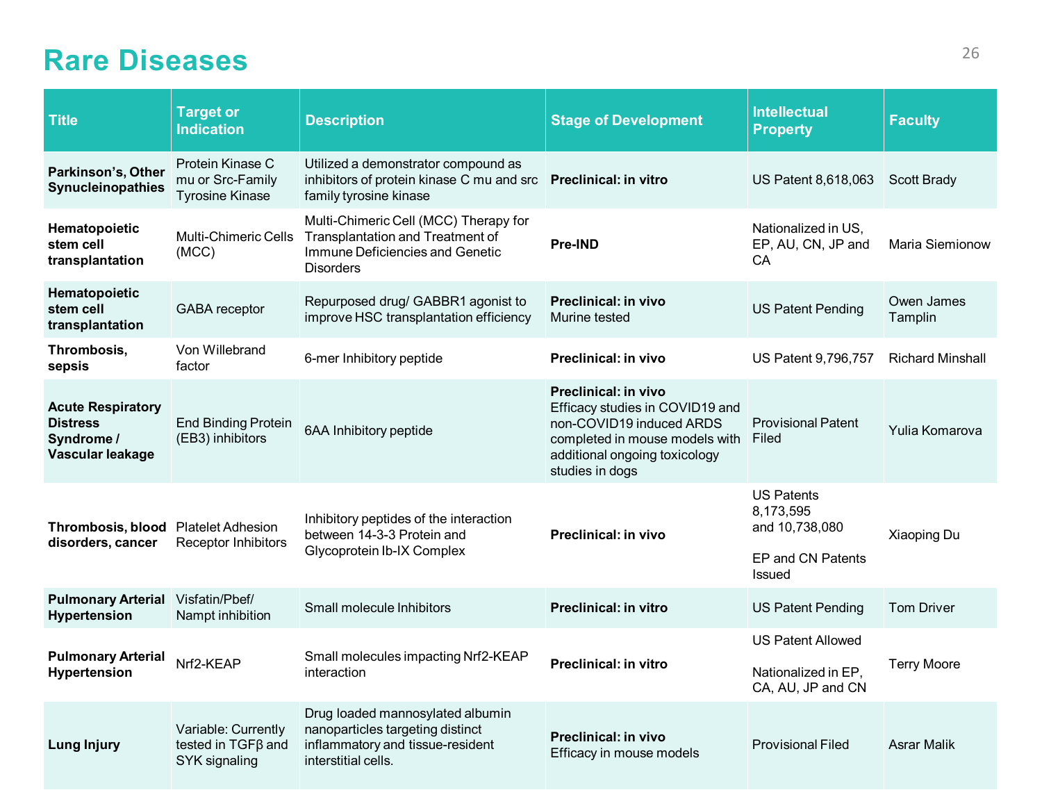# Rare Diseases

| Title | Target or Indication | Description | Stage of Development | Intellectual Property | Faculty |
|---|---|---|---|---|---|
| **Parkinson's, Other Synucleinopathies** | Protein Kinase C mu or Src-Family Tyrosine Kinase | Utilized a demonstrator compound as inhibitors of protein kinase C mu and src family tyrosine kinase | **Preclinical: in vitro** | US Patent 8,618,063 | Scott Brady |
| **Hematopoietic stem cell transplantation** | Multi-Chimeric Cells (MCC) | Multi-Chimeric Cell (MCC) Therapy for Transplantation and Treatment of Immune Deficiencies and Genetic Disorders | **Pre-IND** | Nationalized in US, EP, AU, CN, JP and CA | Maria Siemionow |
| **Hematopoietic stem cell transplantation** | GABA receptor | Repurposed drug/ GABBR1 agonist to improve HSC transplantation efficiency | **Preclinical: in vivo** Murine tested | US Patent Pending | Owen James Tamplin |
| **Thrombosis, sepsis** | Von Willebrand factor | 6-mer Inhibitory peptide | **Preclinical: in vivo** | US Patent 9,796,757 | Richard Minshall |
| **Acute Respiratory Distress Syndrome / Vascular leakage** | End Binding Protein (EB3) inhibitors | 6AA Inhibitory peptide | **Preclinical: in vivo** Efficacy studies in COVID19 and non-COVID19 induced ARDS completed in mouse models with additional ongoing toxicology studies in dogs | Provisional Patent Filed | Yulia Komarova |
| **Thrombosis, blood disorders, cancer** | Platelet Adhesion Receptor Inhibitors | Inhibitory peptides of the interaction between 14-3-3 Protein and Glycoprotein Ib-IX Complex | **Preclinical: in vivo** | US Patents 8,173,595 and 10,738,080<br><br>EP and CN Patents Issued | Xiaoping Du |
| **Pulmonary Arterial Hypertension** | Visfatin/Pbef/ Nampt inhibition | Small molecule Inhibitors | **Preclinical: in vitro** | US Patent Pending | Tom Driver |
| **Pulmonary Arterial Hypertension** | Nrf2-KEAP | Small molecules impacting Nrf2-KEAP interaction | **Preclinical: in vitro** | US Patent Allowed<br><br>Nationalized in EP, CA, AU, JP and CN | Terry Moore |
| **Lung Injury** | Variable: Currently tested in TGFβ and SYK signaling | Drug loaded mannosylated albumin nanoparticles targeting distinct inflammatory and tissue-resident interstitial cells. | **Preclinical: in vivo** Efficacy in mouse models | Provisional Filed | Asrar Malik |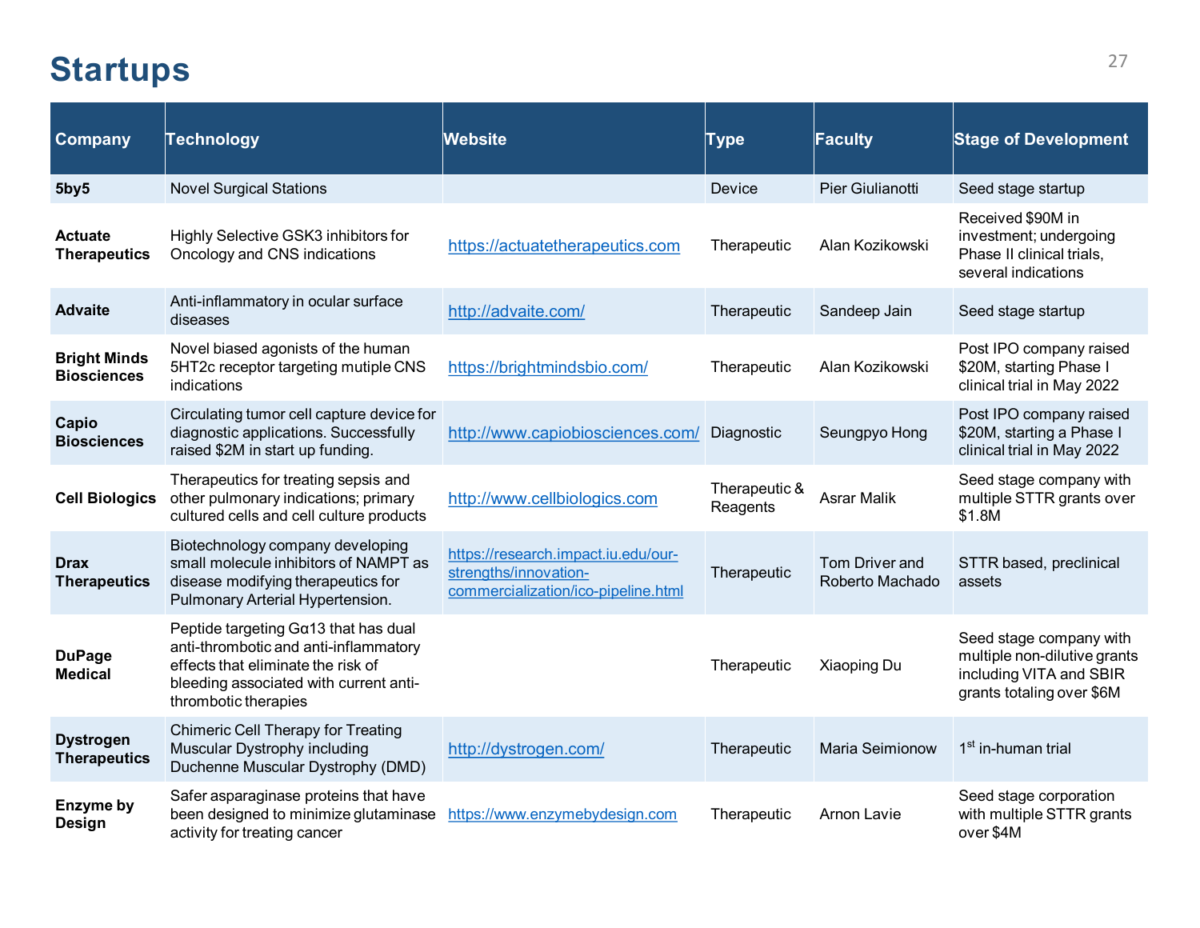# Startups

| Company | Technology | Website | Type | Faculty | Stage of Development |
|---|---|---|---|---|---|
| **5by5** | Novel Surgical Stations | | Device | Pier Giulianotti | Seed stage startup |
| **Actuate Therapeutics** | Highly Selective GSK3 inhibitors for Oncology and CNS indications | https://actuatetherapeutics.com | Therapeutic | Alan Kozikowski | Received $90M in investment; undergoing Phase II clinical trials, several indications |
| **Advaite** | Anti-inflammatory in ocular surface diseases | http://advaite.com/ | Therapeutic | Sandeep Jain | Seed stage startup |
| **Bright Minds Biosciences** | Novel biased agonists of the human 5HT2c receptor targeting mutiple CNS indications | https://brightmindsbio.com/ | Therapeutic | Alan Kozikowski | Post IPO company raised $20M, starting Phase I clinical trial in May 2022 |
| **Capio Biosciences** | Circulating tumor cell capture device for diagnostic applications. Successfully raised $2M in start up funding. | http://www.capiobiosciences.com/ | Diagnostic | Seungpyo Hong | Post IPO company raised $20M, starting a Phase I clinical trial in May 2022 |
| **Cell Biologics** | Therapeutics for treating sepsis and other pulmonary indications; primary cultured cells and cell culture products | http://www.cellbiologics.com | Therapeutic & Reagents | Asrar Malik | Seed stage company with multiple STTR grants over $1.8M |
| **Drax Therapeutics** | Biotechnology company developing small molecule inhibitors of NAMPT as disease modifying therapeutics for Pulmonary Arterial Hypertension. | https://research.impact.iu.edu/our-strengths/innovation-commercialization/ico-pipeline.html | Therapeutic | Tom Driver and Roberto Machado | STTR based, preclinical assets |
| **DuPage Medical** | Peptide targeting Gα13 that has dual anti-thrombotic and anti-inflammatory effects that eliminate the risk of bleeding associated with current anti-thrombotic therapies | | Therapeutic | Xiaoping Du | Seed stage company with multiple non-dilutive grants including VITA and SBIR grants totaling over $6M |
| **Dystrogen Therapeutics** | Chimeric Cell Therapy for Treating Muscular Dystrophy including Duchenne Muscular Dystrophy (DMD) | http://dystrogen.com/ | Therapeutic | Maria Seimionow | 1st in-human trial |
| **Enzyme by Design** | Safer asparaginase proteins that have been designed to minimize glutaminase activity for treating cancer | https://www.enzymebydesign.com | Therapeutic | Arnon Lavie | Seed stage corporation with multiple STTR grants over $4M |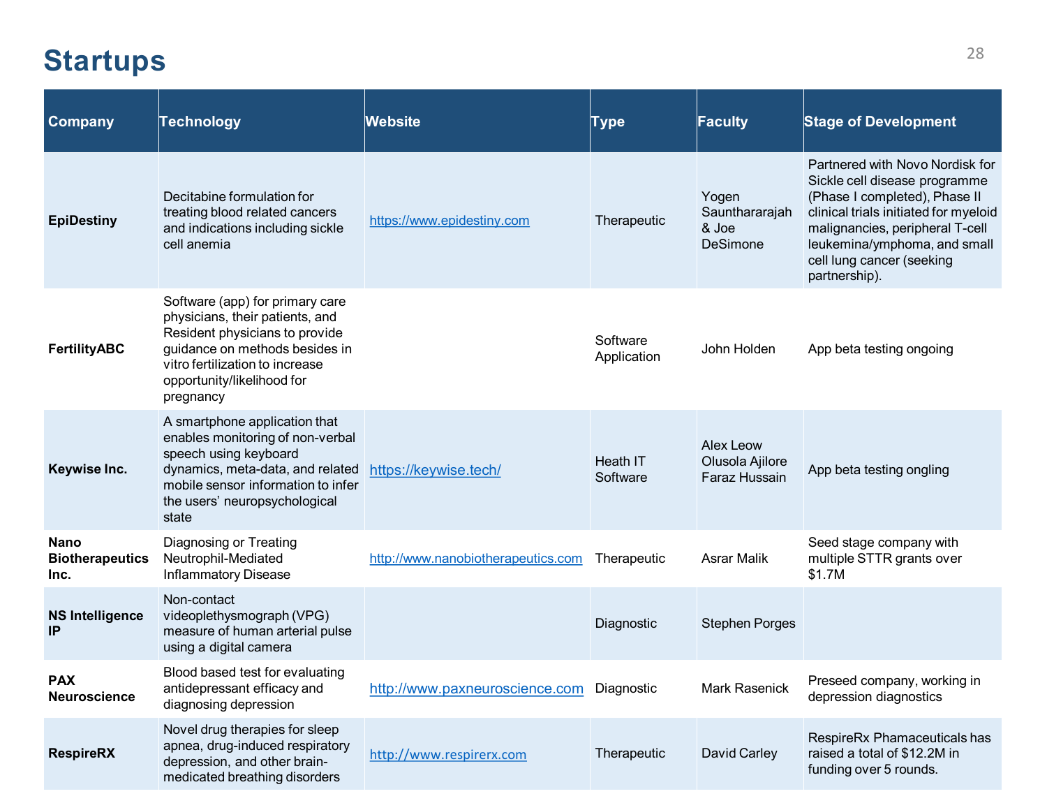# Startups

| Company | Technology | Website | Type | Faculty | Stage of Development |
| --- | --- | --- | --- | --- | --- |
| **EpiDestiny** | Decitabine formulation for treating blood related cancers and indications including sickle cell anemia | https://www.epidestiny.com | Therapeutic | Yogen Saunthararajah & Joe DeSimone | Partnered with Novo Nordisk for Sickle cell disease programme (Phase I completed), Phase II clinical trials initiated for myeloid malignancies, peripheral T-cell leukemina/ymphoma, and small cell lung cancer (seeking partnership). |
| **FertilityABC** | Software (app) for primary care physicians, their patients, and Resident physicians to provide guidance on methods besides in vitro fertilization to increase opportunity/likelihood for pregnancy | | Software Application | John Holden | App beta testing ongoing |
| **Keywise Inc.** | A smartphone application that enables monitoring of non-verbal speech using keyboard dynamics, meta-data, and related mobile sensor information to infer the users' neuropsychological state | https://keywise.tech/ | Heath IT Software | Alex Leow Olusola Ajilore Faraz Hussain | App beta testing ongling |
| **Nano Biotherapeutics Inc.** | Diagnosing or Treating Neutrophil-Mediated Inflammatory Disease | http://www.nanobiotherapeutics.com | Therapeutic | Asrar Malik | Seed stage company with multiple STTR grants over $1.7M |
| **NS Intelligence IP** | Non-contact videoplethysmograph (VPG) measure of human arterial pulse using a digital camera | | Diagnostic | Stephen Porges | |
| **PAX Neuroscience** | Blood based test for evaluating antidepressant efficacy and diagnosing depression | http://www.paxneuroscience.com | Diagnostic | Mark Rasenick | Preseed company, working in depression diagnostics |
| **RespireRX** | Novel drug therapies for sleep apnea, drug-induced respiratory depression, and other brain-medicated breathing disorders | http://www.respirerx.com | Therapeutic | David Carley | RespireRx Phamaceuticals has raised a total of $12.2M in funding over 5 rounds. |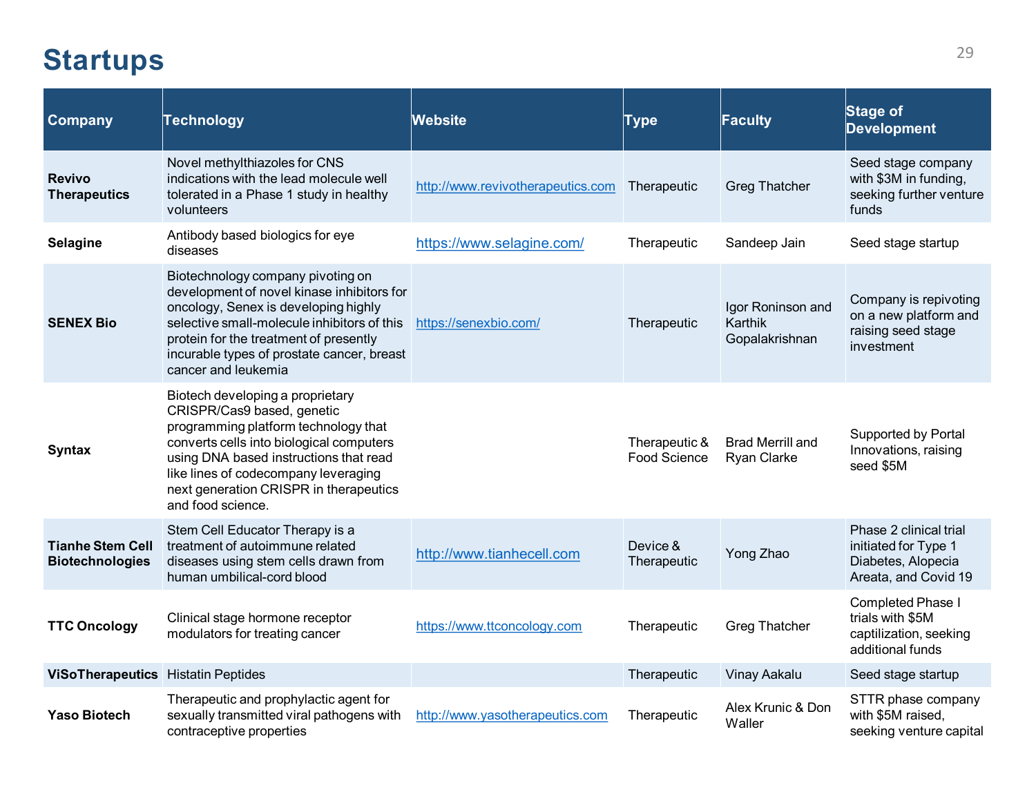# Startups

| Company | Technology | Website | Type | Faculty | Stage of Development |
| --- | --- | --- | --- | --- | --- |
| **Revivo Therapeutics** | Novel methylthiazoles for CNS indications with the lead molecule well tolerated in a Phase 1 study in healthy volunteers | http://www.revivotherapeutics.com | Therapeutic | Greg Thatcher | Seed stage company with $3M in funding, seeking further venture funds |
| **Selagine** | Antibody based biologics for eye diseases | https://www.selagine.com/ | Therapeutic | Sandeep Jain | Seed stage startup |
| **SENEX Bio** | Biotechnology company pivoting on development of novel kinase inhibitors for oncology, Senex is developing highly selective small-molecule inhibitors of this protein for the treatment of presently incurable types of prostate cancer, breast cancer and leukemia | https://senexbio.com/ | Therapeutic | Igor Roninson and Karthik Gopalakrishnan | Company is repivoting on a new platform and raising seed stage investment |
| **Syntax** | Biotech developing a proprietary CRISPR/Cas9 based, genetic programming platform technology that converts cells into biological computers using DNA based instructions that read like lines of codecompany leveraging next generation CRISPR in therapeutics and food science. | | Therapeutic & Food Science | Brad Merrill and Ryan Clarke | Supported by Portal Innovations, raising seed $5M |
| **Tianhe Stem Cell Biotechnologies** | Stem Cell Educator Therapy is a treatment of autoimmune related diseases using stem cells drawn from human umbilical-cord blood | http://www.tianhecell.com | Device & Therapeutic | Yong Zhao | Phase 2 clinical trial initiated for Type 1 Diabetes, Alopecia Areata, and Covid 19 |
| **TTC Oncology** | Clinical stage hormone receptor modulators for treating cancer | https://www.ttconcology.com | Therapeutic | Greg Thatcher | Completed Phase I trials with $5M captilization, seeking additional funds |
| **ViSoTherapeutics** | Histatin Peptides | | Therapeutic | Vinay Aakalu | Seed stage startup |
| **Yaso Biotech** | Therapeutic and prophylactic agent for sexually transmitted viral pathogens with contraceptive properties | http://www.yasotherapeutics.com | Therapeutic | Alex Krunic & Don Waller | STTR phase company with $5M raised, seeking venture capital |